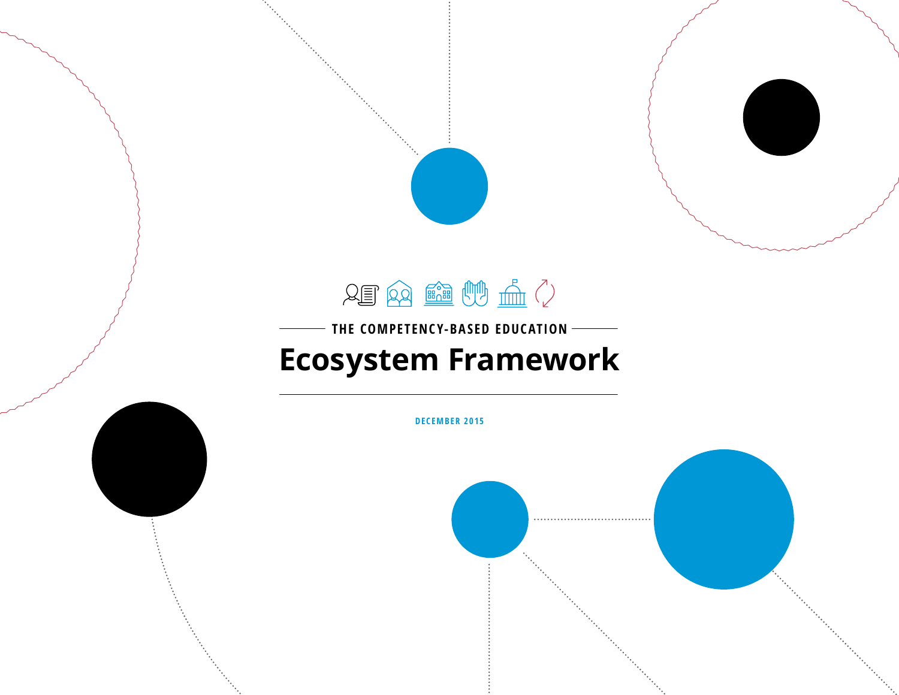THE COMPETENCY-BASED EDUCATION

# Ecosystem Framework

DECEMBER 2015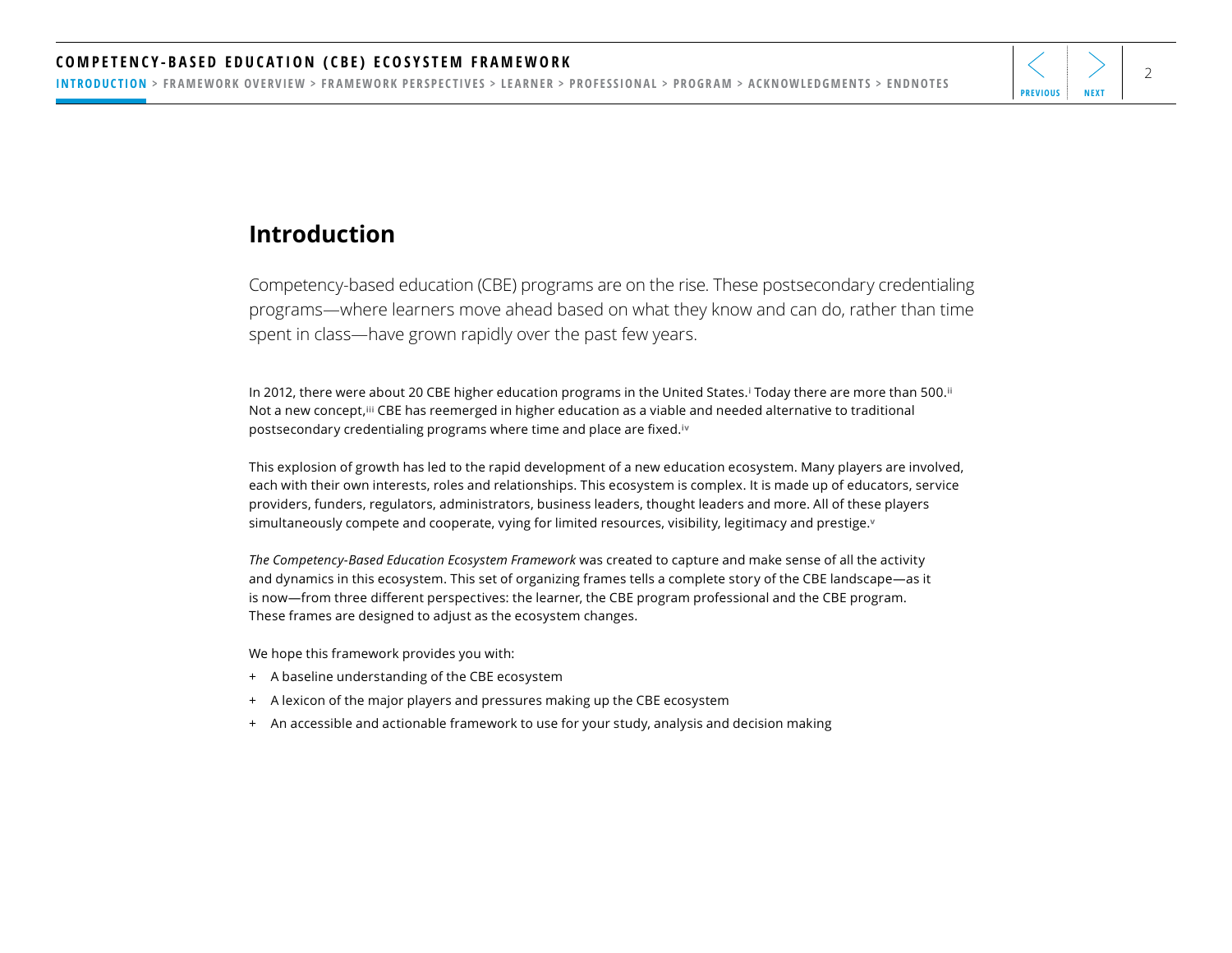# Introduction

Competency-based education (CBE) programs are on the rise. These postsecondary credentialing programs—where learners move ahead based on what they know and can do, rather than time spent in class—have grown rapidly over the past few years.

In 2012, there were about 20 CBE higher education programs in the United States.[i] Today there are more than 500.[ii] Not a new concept,[iii] CBE has reemerged in higher education as a viable and needed alternative to traditional postsecondary credentialing programs where time and place are fixed.[iv]

This explosion of growth has led to the rapid development of a new education ecosystem. Many players are involved, each with their own interests, roles and relationships. This ecosystem is complex. It is made up of educators, service providers, funders, regulators, administrators, business leaders, thought leaders and more. All of these players simultaneously compete and cooperate, vying for limited resources, visibility, legitimacy and prestige.[v]

*The Competency-Based Education Ecosystem Framework* was created to capture and make sense of all the activity and dynamics in this ecosystem. This set of organizing frames tells a complete story of the CBE landscape—as it is now—from three different perspectives: the learner, the CBE program professional and the CBE program. These frames are designed to adjust as the ecosystem changes.

We hope this framework provides you with:

+ A baseline understanding of the CBE ecosystem
+ A lexicon of the major players and pressures making up the CBE ecosystem
+ An accessible and actionable framework to use for your study, analysis and decision making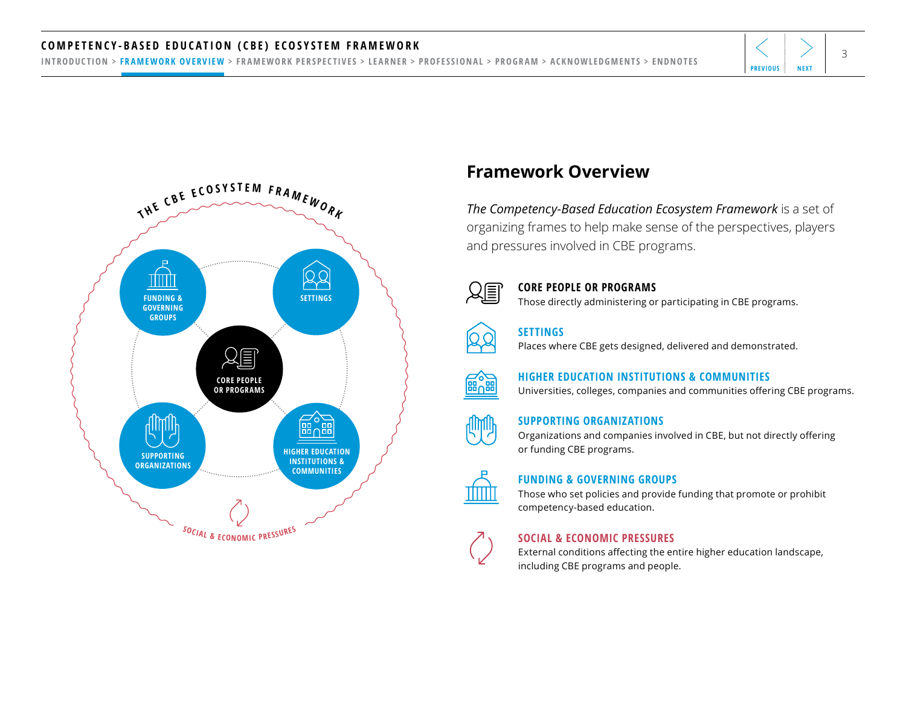## Framework Overview

*The Competency-Based Education Ecosystem Framework* is a set of organizing frames to help make sense of the perspectives, players and pressures involved in CBE programs.

**CORE PEOPLE OR PROGRAMS**
Those directly administering or participating in CBE programs.

**SETTINGS**
Places where CBE gets designed, delivered and demonstrated.

**HIGHER EDUCATION INSTITUTIONS & COMMUNITIES**
Universities, colleges, companies and communities offering CBE programs.

**SUPPORTING ORGANIZATIONS**
Organizations and companies involved in CBE, but not directly offering or funding CBE programs.

**FUNDING & GOVERNING GROUPS**
Those who set policies and provide funding that promote or prohibit competency-based education.

**SOCIAL & ECONOMIC PRESSURES**
External conditions affecting the entire higher education landscape, including CBE programs and people.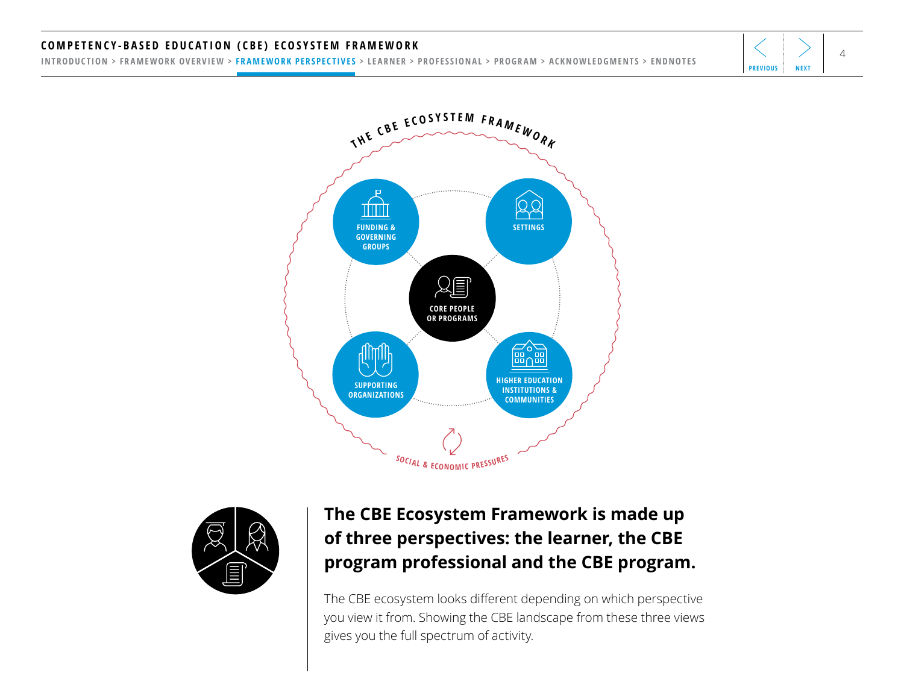THE CBE ECOSYSTEM FRAMEWORK

FUNDING & GOVERNING GROUPS

SETTINGS

CORE PEOPLE OR PROGRAMS

SUPPORTING ORGANIZATIONS

HIGHER EDUCATION INSTITUTIONS & COMMUNITIES

SOCIAL & ECONOMIC PRESSURES

## The CBE Ecosystem Framework is made up of three perspectives: the learner, the CBE program professional and the CBE program.

The CBE ecosystem looks different depending on which perspective you view it from. Showing the CBE landscape from these three views gives you the full spectrum of activity.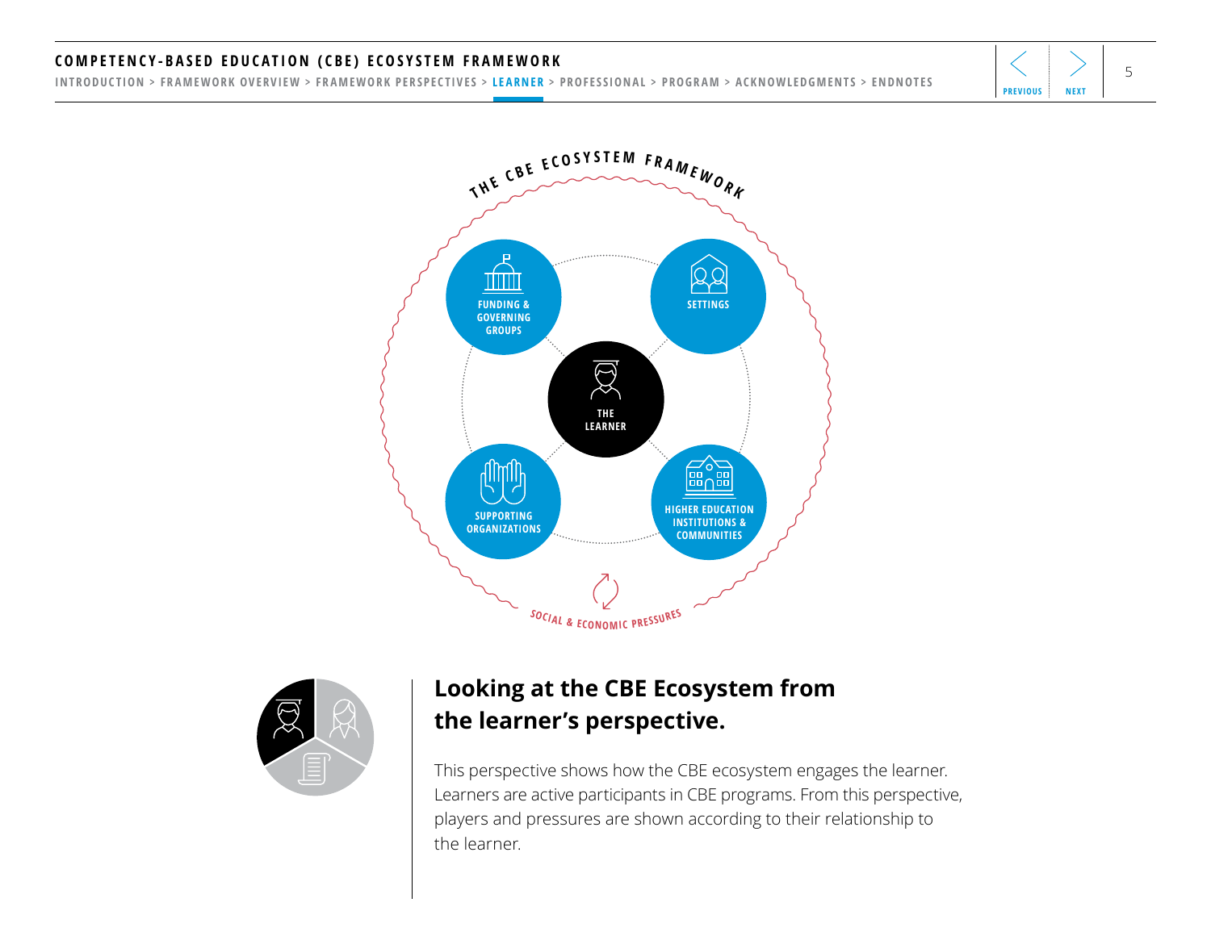THE CBE ECOSYSTEM FRAMEWORK

FUNDING & GOVERNING GROUPS

SETTINGS

THE LEARNER

SUPPORTING ORGANIZATIONS

HIGHER EDUCATION INSTITUTIONS & COMMUNITIES

SOCIAL & ECONOMIC PRESSURES

## Looking at the CBE Ecosystem from the learner's perspective.

This perspective shows how the CBE ecosystem engages the learner. Learners are active participants in CBE programs. From this perspective, players and pressures are shown according to their relationship to the learner.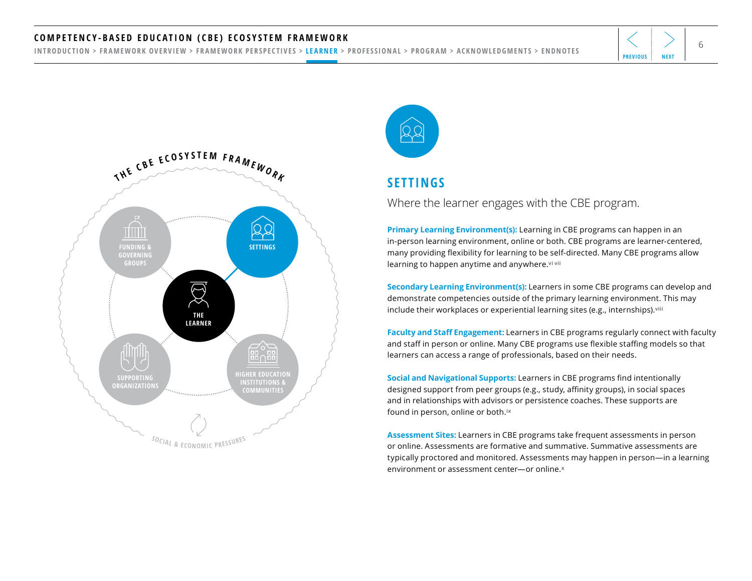## SETTINGS

Where the learner engages with the CBE program.

**Primary Learning Environment(s):** Learning in CBE programs can happen in an in-person learning environment, online or both. CBE programs are learner-centered, many providing flexibility for learning to be self-directed. Many CBE programs allow learning to happen anytime and anywhere.[vi vii]

**Secondary Learning Environment(s):** Learners in some CBE programs can develop and demonstrate competencies outside of the primary learning environment. This may include their workplaces or experiential learning sites (e.g., internships).[viii]

**Faculty and Staff Engagement:** Learners in CBE programs regularly connect with faculty and staff in person or online. Many CBE programs use flexible staffing models so that learners can access a range of professionals, based on their needs.

**Social and Navigational Supports:** Learners in CBE programs find intentionally designed support from peer groups (e.g., study, affinity groups), in social spaces and in relationships with advisors or persistence coaches. These supports are found in person, online or both.[ix]

**Assessment Sites:** Learners in CBE programs take frequent assessments in person or online. Assessments are formative and summative. Summative assessments are typically proctored and monitored. Assessments may happen in person—in a learning environment or assessment center—or online.[x]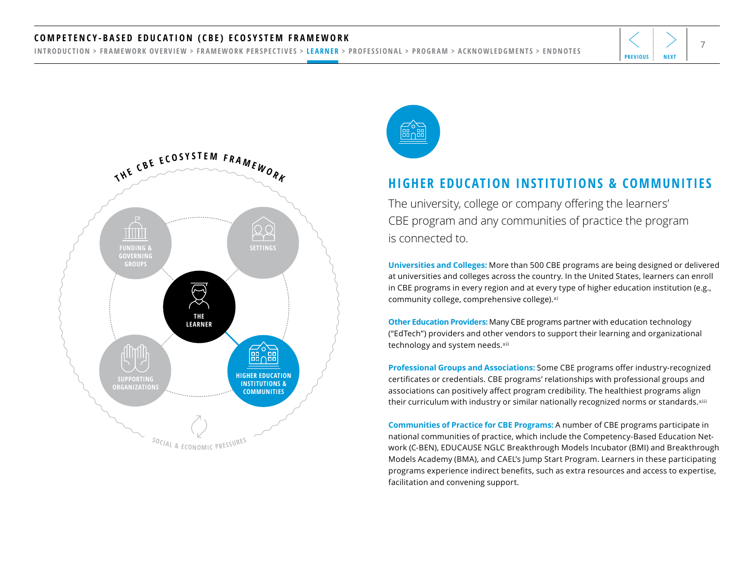# HIGHER EDUCATION INSTITUTIONS & COMMUNITIES

The university, college or company offering the learners' CBE program and any communities of practice the program is connected to.

**Universities and Colleges:** More than 500 CBE programs are being designed or delivered at universities and colleges across the country. In the United States, learners can enroll in CBE programs in every region and at every type of higher education institution (e.g., community college, comprehensive college).[xi]

**Other Education Providers:** Many CBE programs partner with education technology ("EdTech") providers and other vendors to support their learning and organizational technology and system needs.[xii]

**Professional Groups and Associations:** Some CBE programs offer industry-recognized certificates or credentials. CBE programs' relationships with professional groups and associations can positively affect program credibility. The healthiest programs align their curriculum with industry or similar nationally recognized norms or standards.[xiii]

**Communities of Practice for CBE Programs:** A number of CBE programs participate in national communities of practice, which include the Competency-Based Education Network (C-BEN), EDUCAUSE NGLC Breakthrough Models Incubator (BMI) and Breakthrough Models Academy (BMA), and CAEL's Jump Start Program. Learners in these participating programs experience indirect benefits, such as extra resources and access to expertise, facilitation and convening support.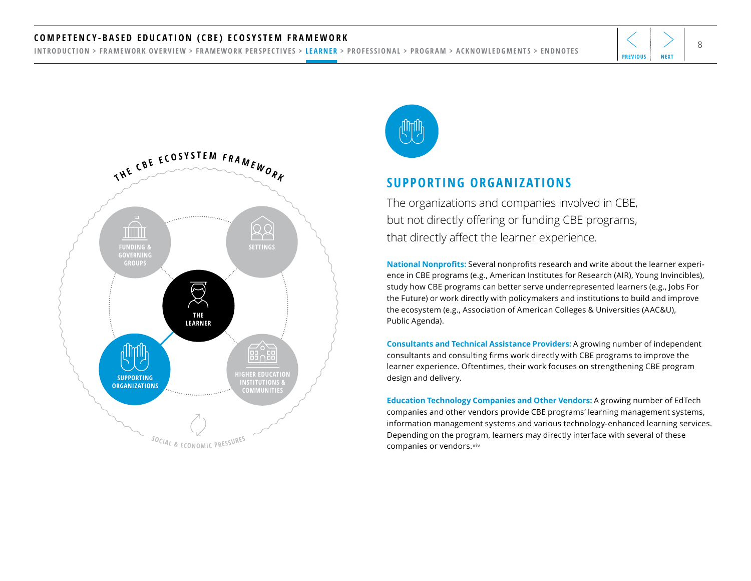## SUPPORTING ORGANIZATIONS

The organizations and companies involved in CBE, but not directly offering or funding CBE programs, that directly affect the learner experience.

**National Nonprofits:** Several nonprofits research and write about the learner experience in CBE programs (e.g., American Institutes for Research (AIR), Young Invincibles), study how CBE programs can better serve underrepresented learners (e.g., Jobs For the Future) or work directly with policymakers and institutions to build and improve the ecosystem (e.g., Association of American Colleges & Universities (AAC&U), Public Agenda).

**Consultants and Technical Assistance Providers:** A growing number of independent consultants and consulting firms work directly with CBE programs to improve the learner experience. Oftentimes, their work focuses on strengthening CBE program design and delivery.

**Education Technology Companies and Other Vendors:** A growing number of EdTech companies and other vendors provide CBE programs' learning management systems, information management systems and various technology-enhanced learning services. Depending on the program, learners may directly interface with several of these companies or vendors.[xiv]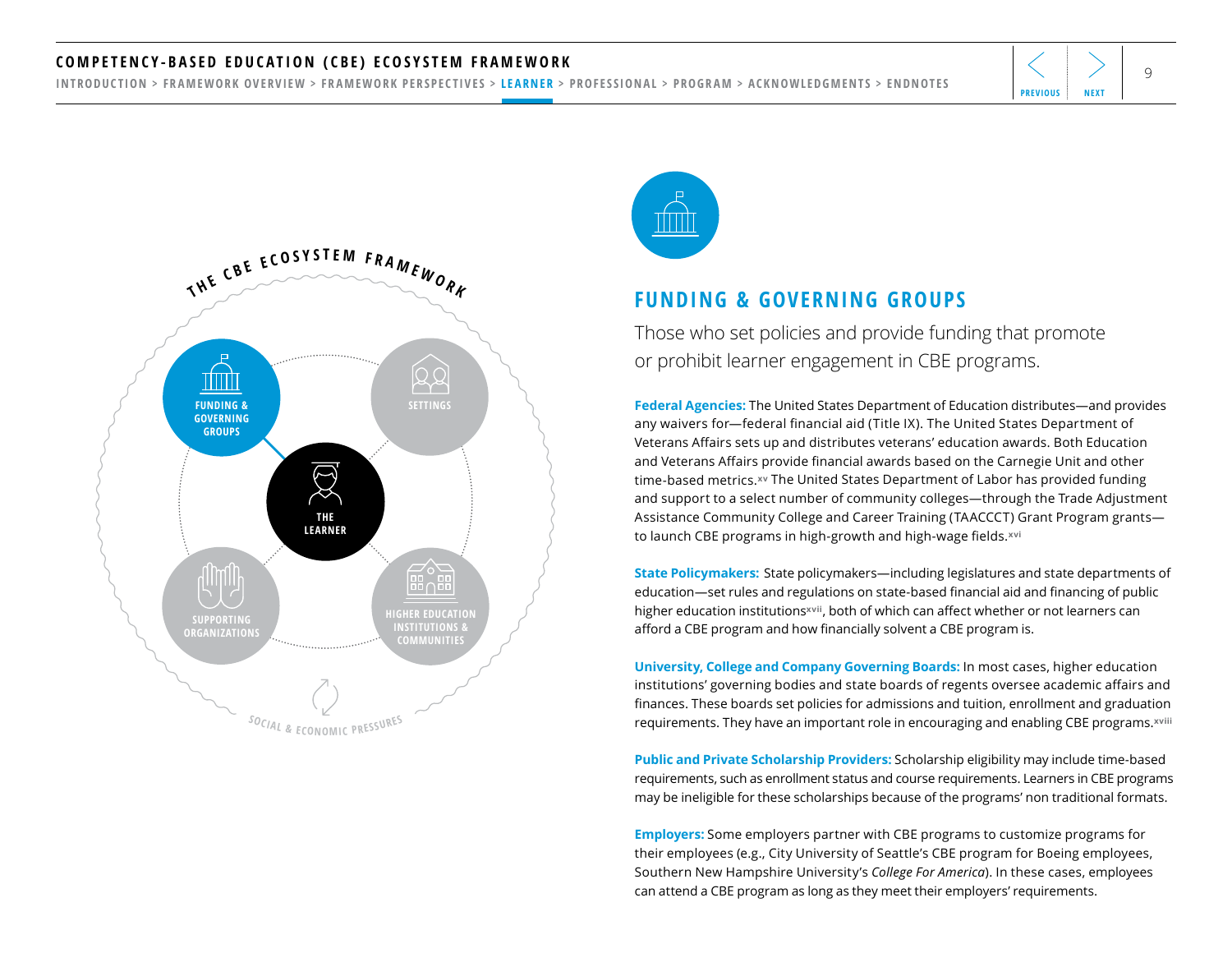## FUNDING & GOVERNING GROUPS

Those who set policies and provide funding that promote or prohibit learner engagement in CBE programs.

**Federal Agencies:** The United States Department of Education distributes—and provides any waivers for—federal financial aid (Title IX). The United States Department of Veterans Affairs sets up and distributes veterans' education awards. Both Education and Veterans Affairs provide financial awards based on the Carnegie Unit and other time-based metrics.[xv] The United States Department of Labor has provided funding and support to a select number of community colleges—through the Trade Adjustment Assistance Community College and Career Training (TAACCCT) Grant Program grants—to launch CBE programs in high-growth and high-wage fields.[xvi]

**State Policymakers:** State policymakers—including legislatures and state departments of education—set rules and regulations on state-based financial aid and financing of public higher education institutions[xvii], both of which can affect whether or not learners can afford a CBE program and how financially solvent a CBE program is.

**University, College and Company Governing Boards:** In most cases, higher education institutions' governing bodies and state boards of regents oversee academic affairs and finances. These boards set policies for admissions and tuition, enrollment and graduation requirements. They have an important role in encouraging and enabling CBE programs.[xviii]

**Public and Private Scholarship Providers:** Scholarship eligibility may include time-based requirements, such as enrollment status and course requirements. Learners in CBE programs may be ineligible for these scholarships because of the programs' non traditional formats.

**Employers:** Some employers partner with CBE programs to customize programs for their employees (e.g., City University of Seattle's CBE program for Boeing employees, Southern New Hampshire University's *College For America*). In these cases, employees can attend a CBE program as long as they meet their employers' requirements.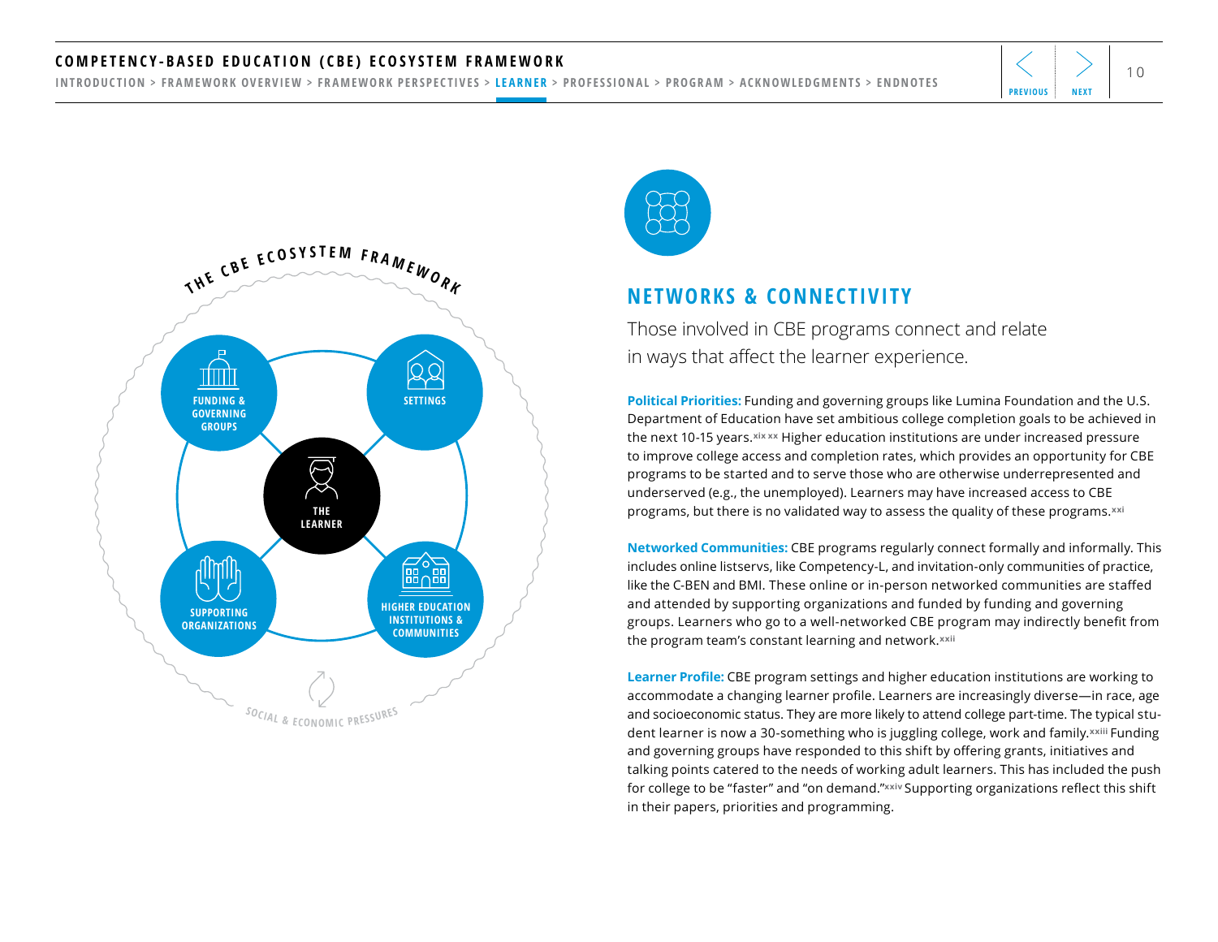## NETWORKS & CONNECTIVITY

Those involved in CBE programs connect and relate in ways that affect the learner experience.

**Political Priorities:** Funding and governing groups like Lumina Foundation and the U.S. Department of Education have set ambitious college completion goals to be achieved in the next 10-15 years.[xix xx] Higher education institutions are under increased pressure to improve college access and completion rates, which provides an opportunity for CBE programs to be started and to serve those who are otherwise underrepresented and underserved (e.g., the unemployed). Learners may have increased access to CBE programs, but there is no validated way to assess the quality of these programs.[xxi]

**Networked Communities:** CBE programs regularly connect formally and informally. This includes online listservs, like Competency-L, and invitation-only communities of practice, like the C-BEN and BMI. These online or in-person networked communities are staffed and attended by supporting organizations and funded by funding and governing groups. Learners who go to a well-networked CBE program may indirectly benefit from the program team's constant learning and network.[xxii]

**Learner Profile:** CBE program settings and higher education institutions are working to accommodate a changing learner profile. Learners are increasingly diverse—in race, age and socioeconomic status. They are more likely to attend college part-time. The typical student learner is now a 30-something who is juggling college, work and family.[xxiii] Funding and governing groups have responded to this shift by offering grants, initiatives and talking points catered to the needs of working adult learners. This has included the push for college to be "faster" and "on demand."[xxiv] Supporting organizations reflect this shift in their papers, priorities and programming.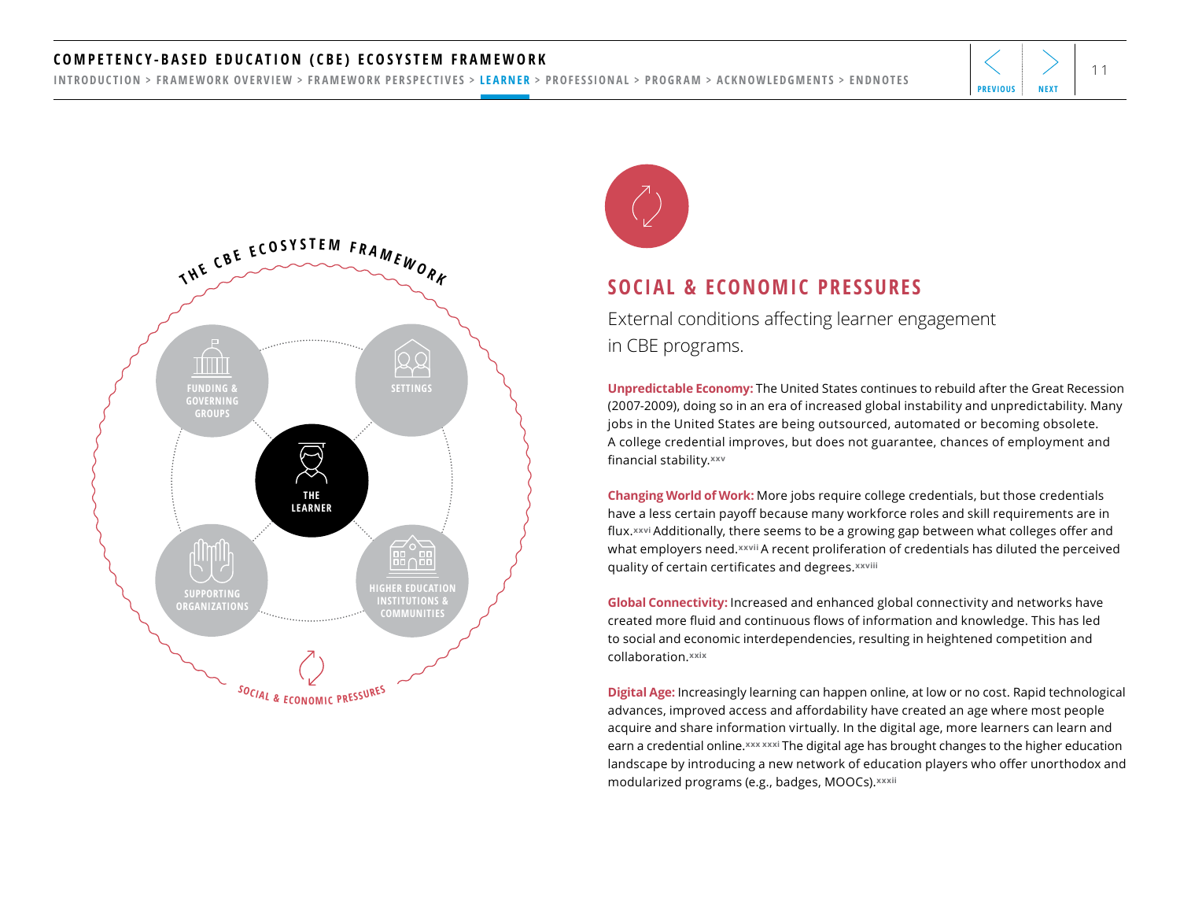THE CBE ECOSYSTEM FRAMEWORK

FUNDING & GOVERNING GROUPS

SETTINGS

THE LEARNER

SUPPORTING ORGANIZATIONS

HIGHER EDUCATION INSTITUTIONS & COMMUNITIES

SOCIAL & ECONOMIC PRESSURES

## SOCIAL & ECONOMIC PRESSURES

External conditions affecting learner engagement in CBE programs.

**Unpredictable Economy:** The United States continues to rebuild after the Great Recession (2007-2009), doing so in an era of increased global instability and unpredictability. Many jobs in the United States are being outsourced, automated or becoming obsolete. A college credential improves, but does not guarantee, chances of employment and financial stability.[xxv]

**Changing World of Work:** More jobs require college credentials, but those credentials have a less certain payoff because many workforce roles and skill requirements are in flux.[xxvi] Additionally, there seems to be a growing gap between what colleges offer and what employers need.[xxvii] A recent proliferation of credentials has diluted the perceived quality of certain certificates and degrees.[xxviii]

**Global Connectivity:** Increased and enhanced global connectivity and networks have created more fluid and continuous flows of information and knowledge. This has led to social and economic interdependencies, resulting in heightened competition and collaboration.[xxix]

**Digital Age:** Increasingly learning can happen online, at low or no cost. Rapid technological advances, improved access and affordability have created an age where most people acquire and share information virtually. In the digital age, more learners can learn and earn a credential online.[xxx, xxxi] The digital age has brought changes to the higher education landscape by introducing a new network of education players who offer unorthodox and modularized programs (e.g., badges, MOOCs).[xxxii]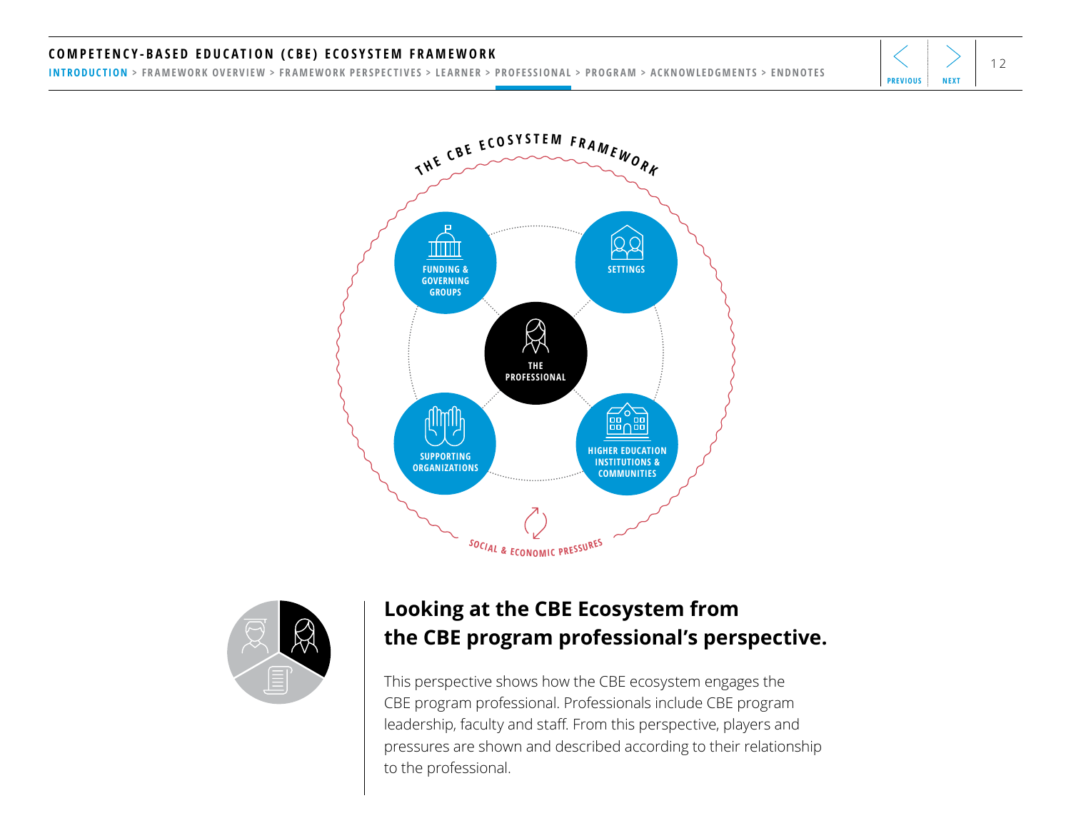THE CBE ECOSYSTEM FRAMEWORK

FUNDING & GOVERNING GROUPS

SETTINGS

THE PROFESSIONAL

SUPPORTING ORGANIZATIONS

HIGHER EDUCATION INSTITUTIONS & COMMUNITIES

SOCIAL & ECONOMIC PRESSURES

## Looking at the CBE Ecosystem from the CBE program professional's perspective.

This perspective shows how the CBE ecosystem engages the CBE program professional. Professionals include CBE program leadership, faculty and staff. From this perspective, players and pressures are shown and described according to their relationship to the professional.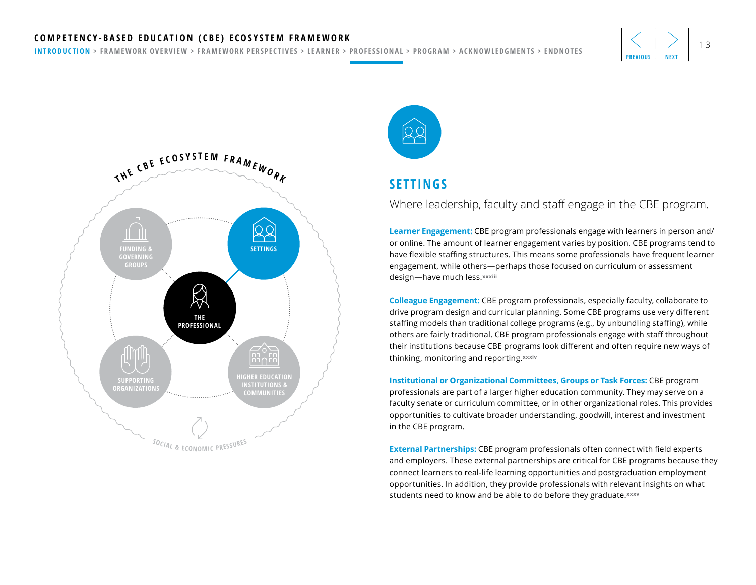## SETTINGS

Where leadership, faculty and staff engage in the CBE program.

**Learner Engagement:** CBE program professionals engage with learners in person and/or online. The amount of learner engagement varies by position. CBE programs tend to have flexible staffing structures. This means some professionals have frequent learner engagement, while others—perhaps those focused on curriculum or assessment design—have much less.[xxxiii]

**Colleague Engagement:** CBE program professionals, especially faculty, collaborate to drive program design and curricular planning. Some CBE programs use very different staffing models than traditional college programs (e.g., by unbundling staffing), while others are fairly traditional. CBE program professionals engage with staff throughout their institutions because CBE programs look different and often require new ways of thinking, monitoring and reporting.[xxxiv]

**Institutional or Organizational Committees, Groups or Task Forces:** CBE program professionals are part of a larger higher education community. They may serve on a faculty senate or curriculum committee, or in other organizational roles. This provides opportunities to cultivate broader understanding, goodwill, interest and investment in the CBE program.

**External Partnerships:** CBE program professionals often connect with field experts and employers. These external partnerships are critical for CBE programs because they connect learners to real-life learning opportunities and postgraduation employment opportunities. In addition, they provide professionals with relevant insights on what students need to know and be able to do before they graduate.[xxxv]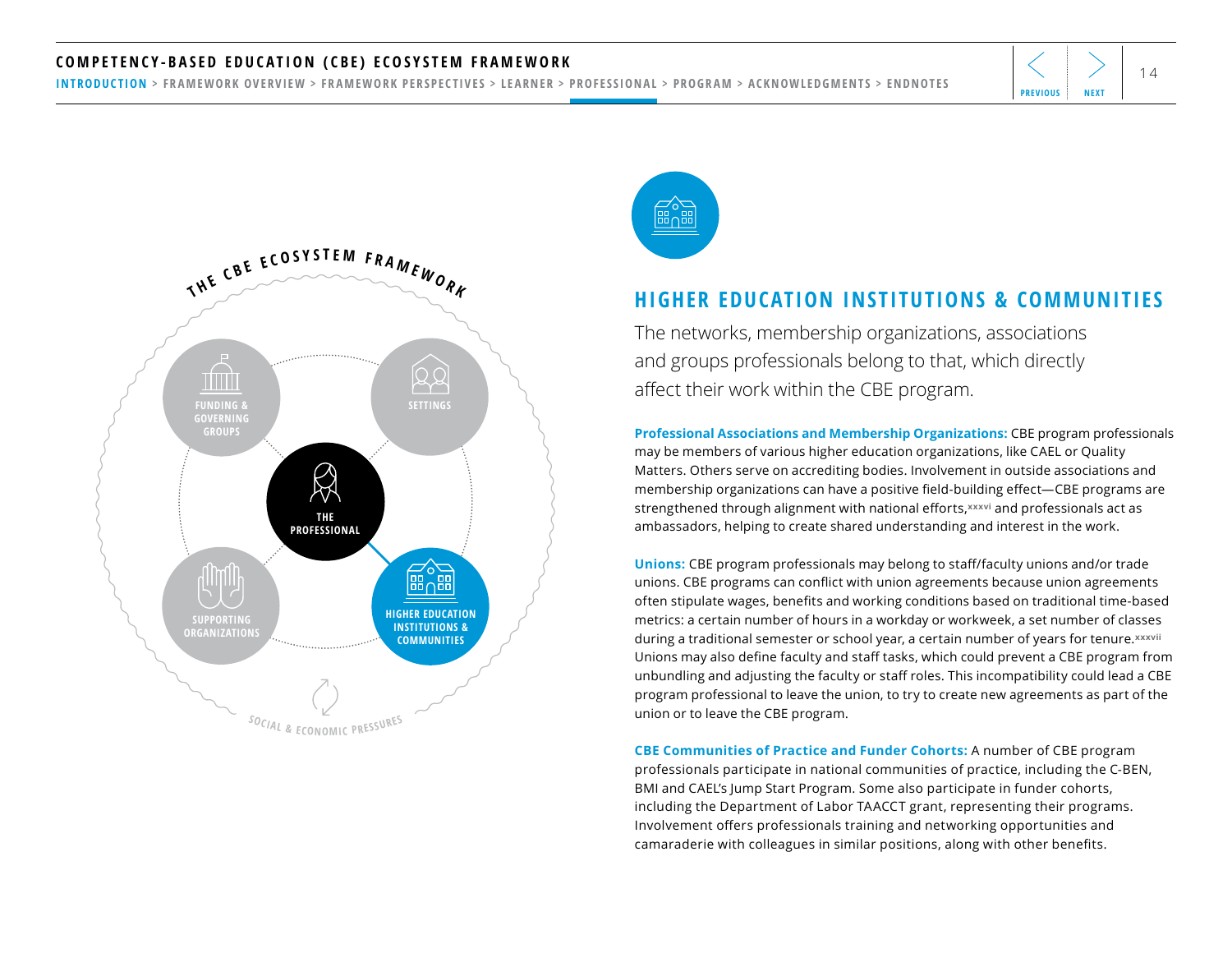## HIGHER EDUCATION INSTITUTIONS & COMMUNITIES

The networks, membership organizations, associations and groups professionals belong to that, which directly affect their work within the CBE program.

**Professional Associations and Membership Organizations:** CBE program professionals may be members of various higher education organizations, like CAEL or Quality Matters. Others serve on accrediting bodies. Involvement in outside associations and membership organizations can have a positive field-building effect—CBE programs are strengthened through alignment with national efforts,[xxxvi] and professionals act as ambassadors, helping to create shared understanding and interest in the work.

**Unions:** CBE program professionals may belong to staff/faculty unions and/or trade unions. CBE programs can conflict with union agreements because union agreements often stipulate wages, benefits and working conditions based on traditional time-based metrics: a certain number of hours in a workday or workweek, a set number of classes during a traditional semester or school year, a certain number of years for tenure.[xxxvii] Unions may also define faculty and staff tasks, which could prevent a CBE program from unbundling and adjusting the faculty or staff roles. This incompatibility could lead a CBE program professional to leave the union, to try to create new agreements as part of the union or to leave the CBE program.

**CBE Communities of Practice and Funder Cohorts:** A number of CBE program professionals participate in national communities of practice, including the C-BEN, BMI and CAEL's Jump Start Program. Some also participate in funder cohorts, including the Department of Labor TAACCT grant, representing their programs. Involvement offers professionals training and networking opportunities and camaraderie with colleagues in similar positions, along with other benefits.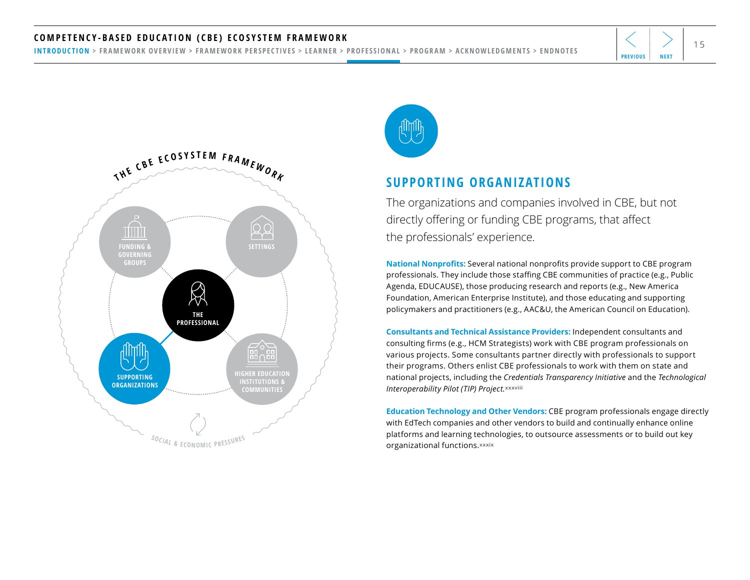## SUPPORTING ORGANIZATIONS

The organizations and companies involved in CBE, but not directly offering or funding CBE programs, that affect the professionals' experience.

**National Nonprofits:** Several national nonprofits provide support to CBE program professionals. They include those staffing CBE communities of practice (e.g., Public Agenda, EDUCAUSE), those producing research and reports (e.g., New America Foundation, American Enterprise Institute), and those educating and supporting policymakers and practitioners (e.g., AAC&U, the American Council on Education).

**Consultants and Technical Assistance Providers:** Independent consultants and consulting firms (e.g., HCM Strategists) work with CBE program professionals on various projects. Some consultants partner directly with professionals to support their programs. Others enlist CBE professionals to work with them on state and national projects, including the *Credentials Transparency Initiative* and the *Technological Interoperability Pilot (TIP) Project.*[xxxviii]

**Education Technology and Other Vendors:** CBE program professionals engage directly with EdTech companies and other vendors to build and continually enhance online platforms and learning technologies, to outsource assessments or to build out key organizational functions.[xxxix]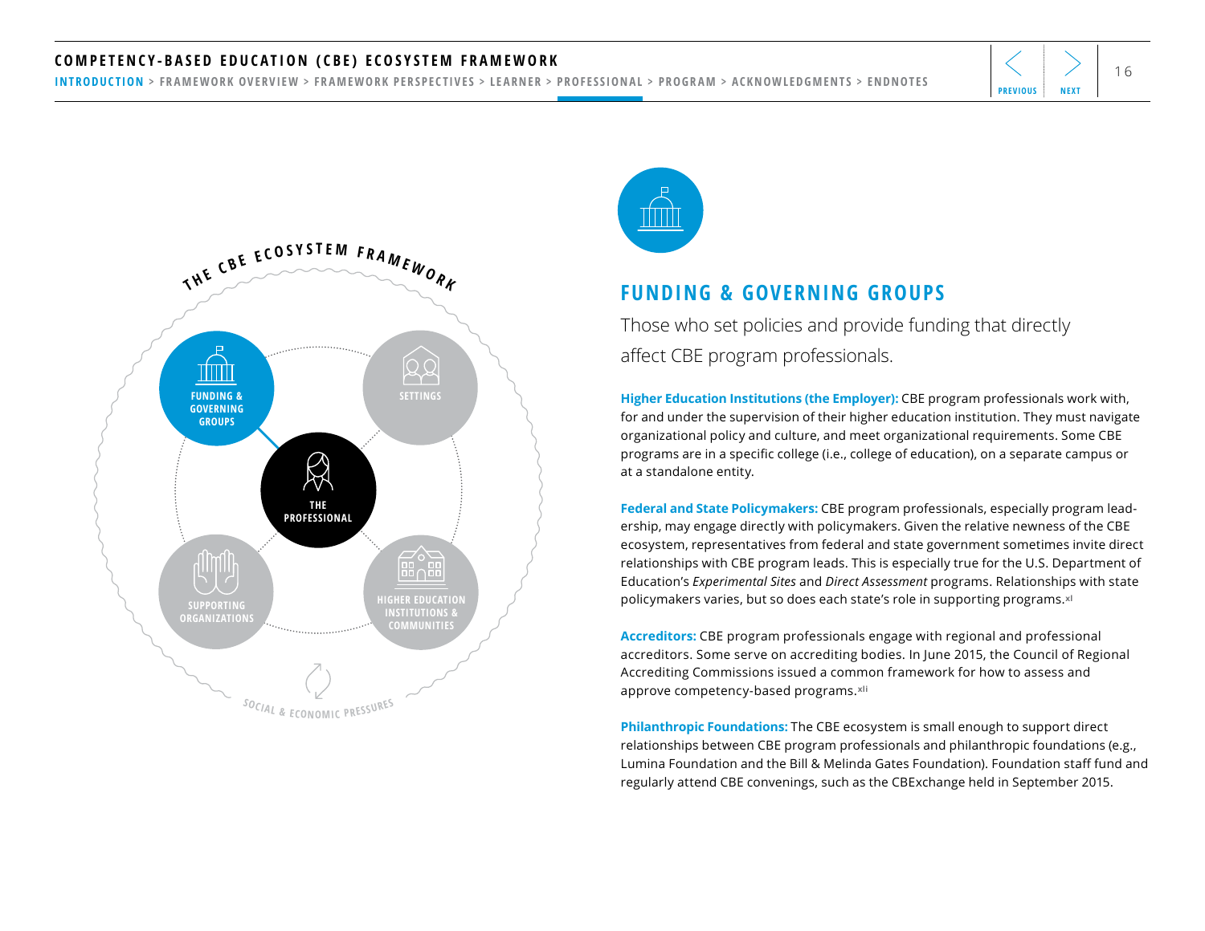## FUNDING & GOVERNING GROUPS

Those who set policies and provide funding that directly affect CBE program professionals.

**Higher Education Institutions (the Employer):** CBE program professionals work with, for and under the supervision of their higher education institution. They must navigate organizational policy and culture, and meet organizational requirements. Some CBE programs are in a specific college (i.e., college of education), on a separate campus or at a standalone entity.

**Federal and State Policymakers:** CBE program professionals, especially program leadership, may engage directly with policymakers. Given the relative newness of the CBE ecosystem, representatives from federal and state government sometimes invite direct relationships with CBE program leads. This is especially true for the U.S. Department of Education's *Experimental Sites* and *Direct Assessment* programs. Relationships with state policymakers varies, but so does each state's role in supporting programs.[xl]

**Accreditors:** CBE program professionals engage with regional and professional accreditors. Some serve on accrediting bodies. In June 2015, the Council of Regional Accrediting Commissions issued a common framework for how to assess and approve competency-based programs.[xli]

**Philanthropic Foundations:** The CBE ecosystem is small enough to support direct relationships between CBE program professionals and philanthropic foundations (e.g., Lumina Foundation and the Bill & Melinda Gates Foundation). Foundation staff fund and regularly attend CBE convenings, such as the CBExchange held in September 2015.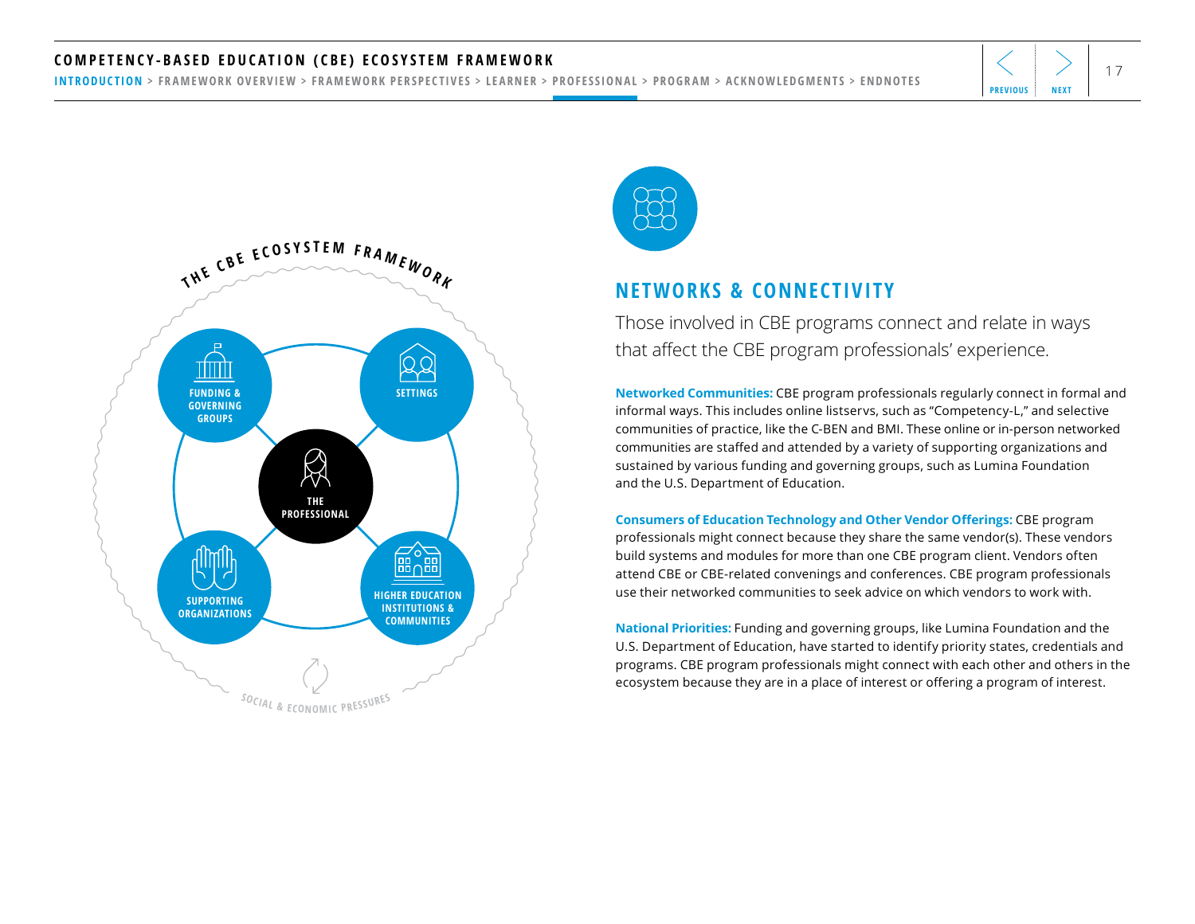THE CBE ECOSYSTEM FRAMEWORK

FUNDING & GOVERNING GROUPS

SETTINGS

THE PROFESSIONAL

SUPPORTING ORGANIZATIONS

HIGHER EDUCATION INSTITUTIONS & COMMUNITIES

SOCIAL & ECONOMIC PRESSURES

## NETWORKS & CONNECTIVITY

Those involved in CBE programs connect and relate in ways that affect the CBE program professionals' experience.

**Networked Communities:** CBE program professionals regularly connect in formal and informal ways. This includes online listservs, such as "Competency-L," and selective communities of practice, like the C-BEN and BMI. These online or in-person networked communities are staffed and attended by a variety of supporting organizations and sustained by various funding and governing groups, such as Lumina Foundation and the U.S. Department of Education.

**Consumers of Education Technology and Other Vendor Offerings:** CBE program professionals might connect because they share the same vendor(s). These vendors build systems and modules for more than one CBE program client. Vendors often attend CBE or CBE-related convenings and conferences. CBE program professionals use their networked communities to seek advice on which vendors to work with.

**National Priorities:** Funding and governing groups, like Lumina Foundation and the U.S. Department of Education, have started to identify priority states, credentials and programs. CBE program professionals might connect with each other and others in the ecosystem because they are in a place of interest or offering a program of interest.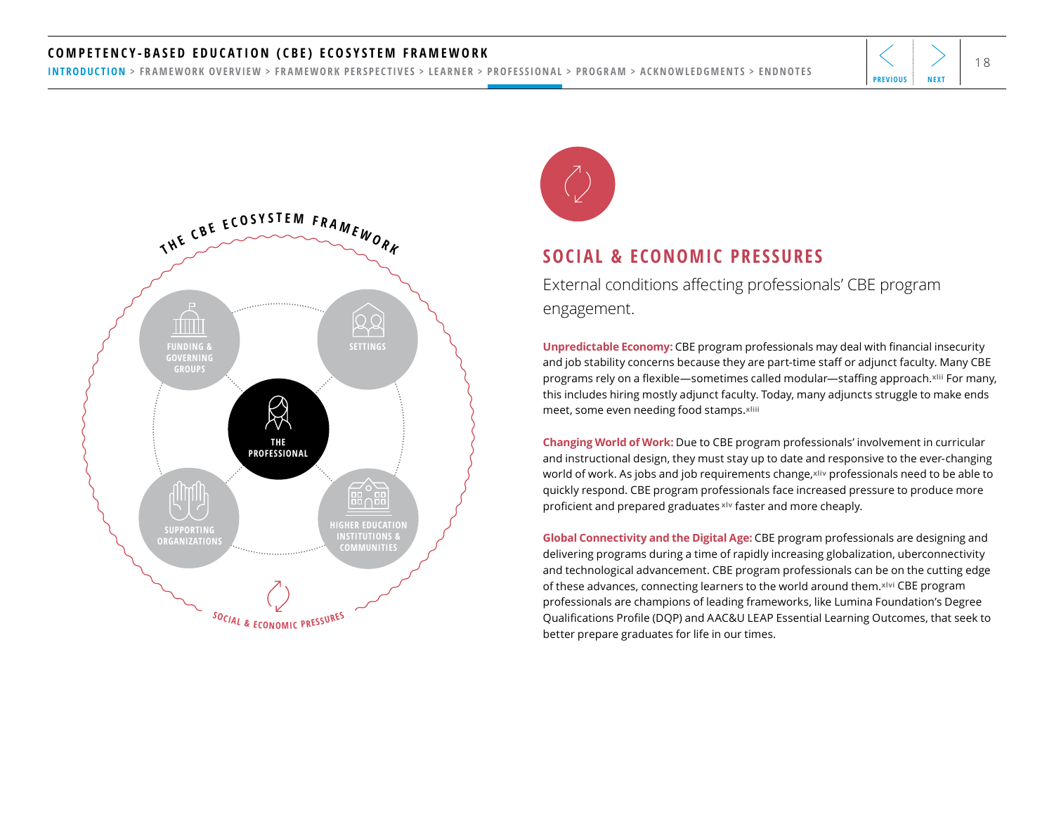## SOCIAL & ECONOMIC PRESSURES

External conditions affecting professionals' CBE program engagement.

**Unpredictable Economy:** CBE program professionals may deal with financial insecurity and job stability concerns because they are part-time staff or adjunct faculty. Many CBE programs rely on a flexible—sometimes called modular—staffing approach.[xlii] For many, this includes hiring mostly adjunct faculty. Today, many adjuncts struggle to make ends meet, some even needing food stamps.[xliii]

**Changing World of Work:** Due to CBE program professionals' involvement in curricular and instructional design, they must stay up to date and responsive to the ever-changing world of work. As jobs and job requirements change,[xliv] professionals need to be able to quickly respond. CBE program professionals face increased pressure to produce more proficient and prepared graduates[xlv] faster and more cheaply.

**Global Connectivity and the Digital Age:** CBE program professionals are designing and delivering programs during a time of rapidly increasing globalization, uberconnectivity and technological advancement. CBE program professionals can be on the cutting edge of these advances, connecting learners to the world around them.[xlvi] CBE program professionals are champions of leading frameworks, like Lumina Foundation's Degree Qualifications Profile (DQP) and AAC&U LEAP Essential Learning Outcomes, that seek to better prepare graduates for life in our times.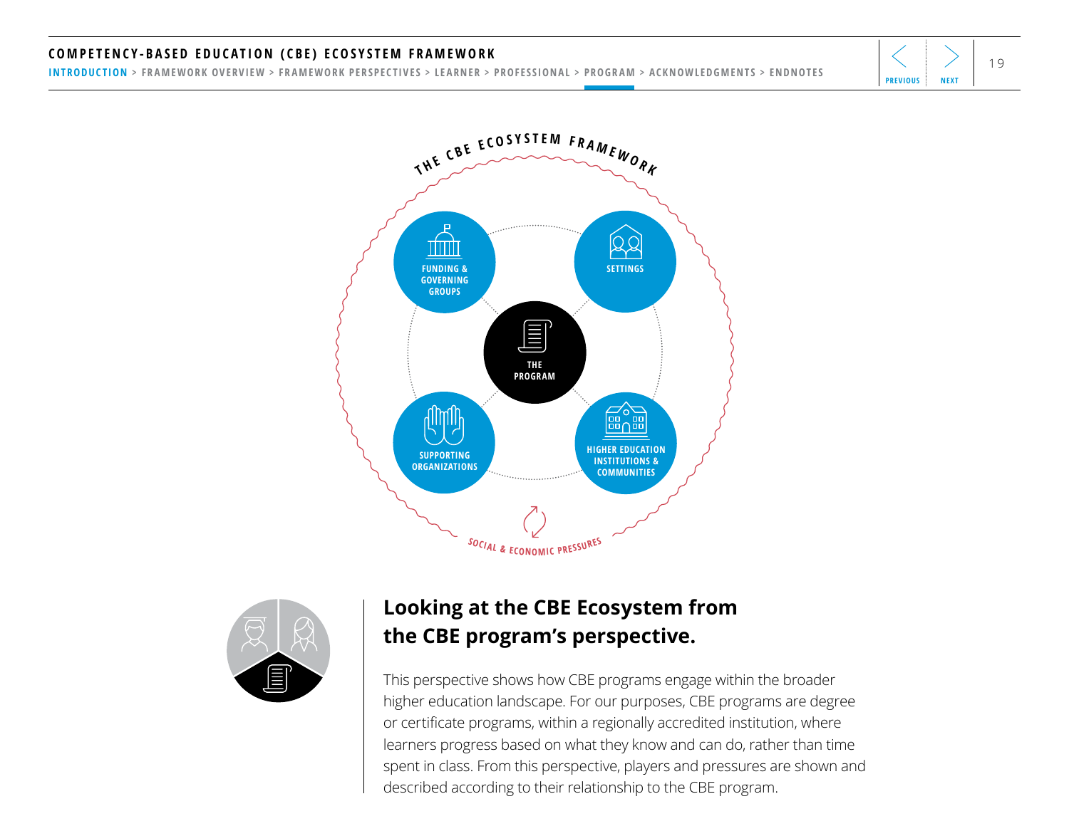THE CBE ECOSYSTEM FRAMEWORK

FUNDING & GOVERNING GROUPS

SETTINGS

THE PROGRAM

SUPPORTING ORGANIZATIONS

HIGHER EDUCATION INSTITUTIONS & COMMUNITIES

SOCIAL & ECONOMIC PRESSURES

## Looking at the CBE Ecosystem from the CBE program's perspective.

This perspective shows how CBE programs engage within the broader higher education landscape. For our purposes, CBE programs are degree or certificate programs, within a regionally accredited institution, where learners progress based on what they know and can do, rather than time spent in class. From this perspective, players and pressures are shown and described according to their relationship to the CBE program.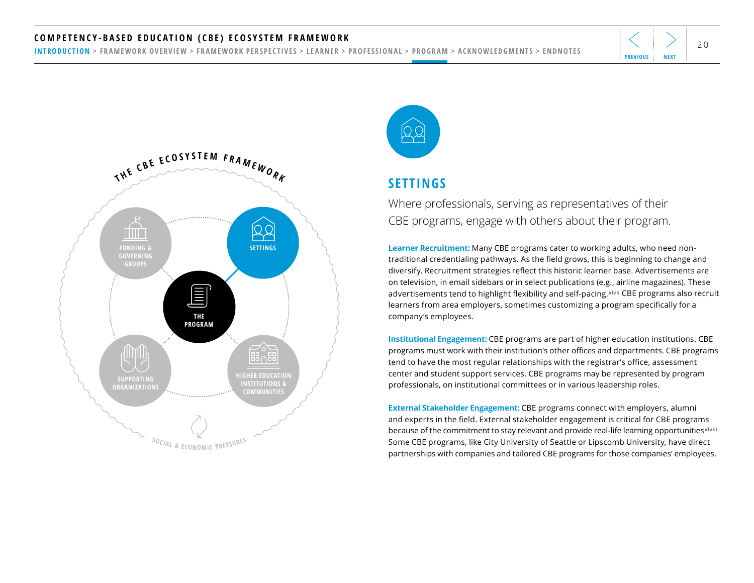## SETTINGS

Where professionals, serving as representatives of their CBE programs, engage with others about their program.

**Learner Recruitment:** Many CBE programs cater to working adults, who need non-traditional credentialing pathways. As the field grows, this is beginning to change and diversify. Recruitment strategies reflect this historic learner base. Advertisements are on television, in email sidebars or in select publications (e.g., airline magazines). These advertisements tend to highlight flexibility and self-pacing.[xlvii] CBE programs also recruit learners from area employers, sometimes customizing a program specifically for a company's employees.

**Institutional Engagement:** CBE programs are part of higher education institutions. CBE programs must work with their institution's other offices and departments. CBE programs tend to have the most regular relationships with the registrar's office, assessment center and student support services. CBE programs may be represented by program professionals, on institutional committees or in various leadership roles.

**External Stakeholder Engagement:** CBE programs connect with employers, alumni and experts in the field. External stakeholder engagement is critical for CBE programs because of the commitment to stay relevant and provide real-life learning opportunities[xlviii] Some CBE programs, like City University of Seattle or Lipscomb University, have direct partnerships with companies and tailored CBE programs for those companies' employees.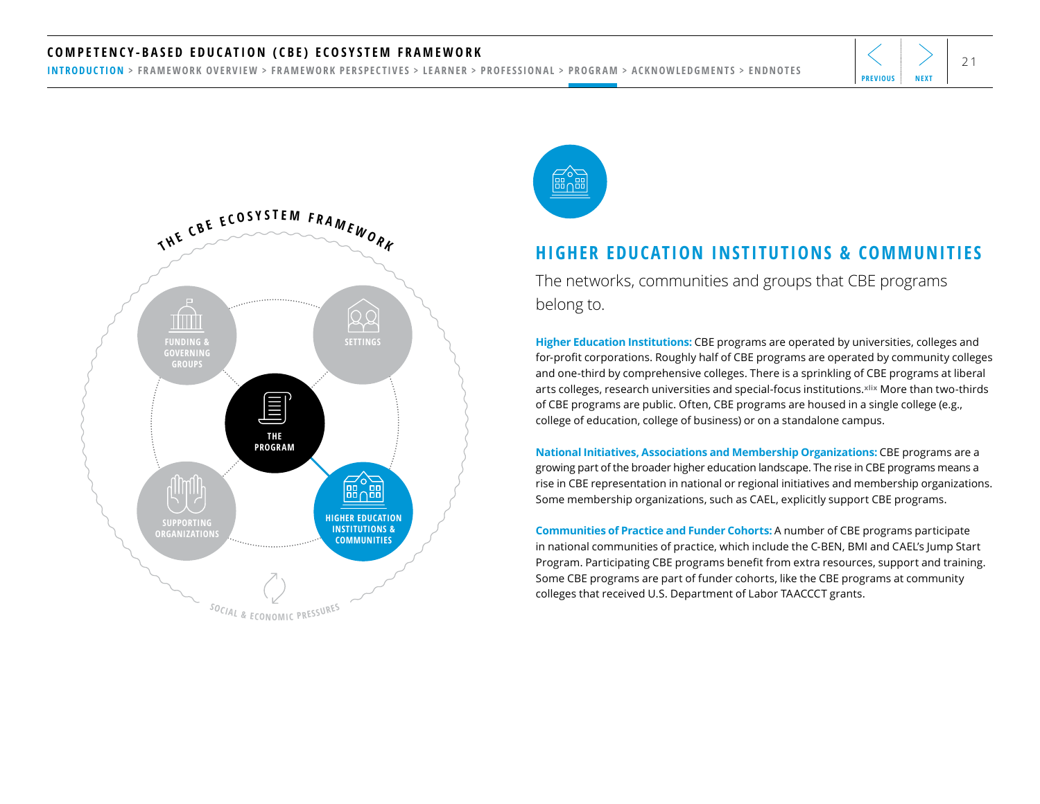## HIGHER EDUCATION INSTITUTIONS & COMMUNITIES

The networks, communities and groups that CBE programs belong to.

**Higher Education Institutions:** CBE programs are operated by universities, colleges and for-profit corporations. Roughly half of CBE programs are operated by community colleges and one-third by comprehensive colleges. There is a sprinkling of CBE programs at liberal arts colleges, research universities and special-focus institutions.[xlix] More than two-thirds of CBE programs are public. Often, CBE programs are housed in a single college (e.g., college of education, college of business) or on a standalone campus.

**National Initiatives, Associations and Membership Organizations:** CBE programs are a growing part of the broader higher education landscape. The rise in CBE programs means a rise in CBE representation in national or regional initiatives and membership organizations. Some membership organizations, such as CAEL, explicitly support CBE programs.

**Communities of Practice and Funder Cohorts:** A number of CBE programs participate in national communities of practice, which include the C-BEN, BMI and CAEL's Jump Start Program. Participating CBE programs benefit from extra resources, support and training. Some CBE programs are part of funder cohorts, like the CBE programs at community colleges that received U.S. Department of Labor TAACCCT grants.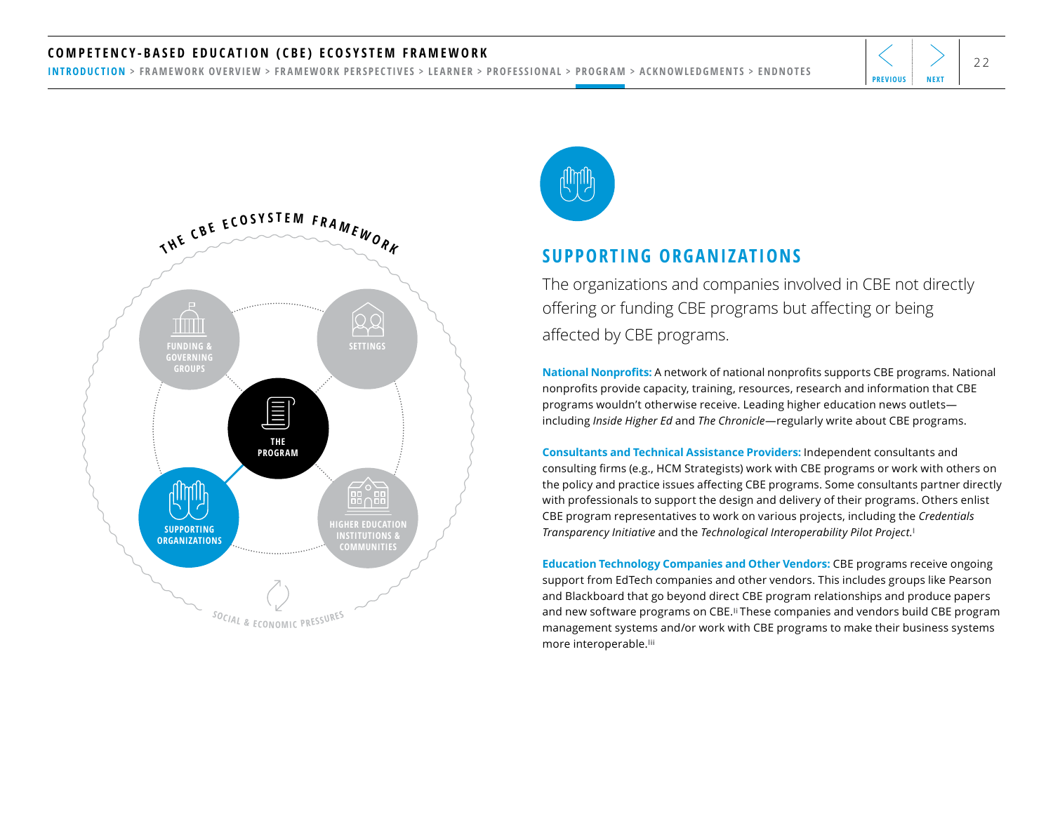## SUPPORTING ORGANIZATIONS

The organizations and companies involved in CBE not directly offering or funding CBE programs but affecting or being affected by CBE programs.

**National Nonprofits:** A network of national nonprofits supports CBE programs. National nonprofits provide capacity, training, resources, research and information that CBE programs wouldn't otherwise receive. Leading higher education news outlets—including *Inside Higher Ed* and *The Chronicle*—regularly write about CBE programs.

**Consultants and Technical Assistance Providers:** Independent consultants and consulting firms (e.g., HCM Strategists) work with CBE programs or work with others on the policy and practice issues affecting CBE programs. Some consultants partner directly with professionals to support the design and delivery of their programs. Others enlist CBE program representatives to work on various projects, including the *Credentials Transparency Initiative* and the *Technological Interoperability Pilot Project*.[l]

**Education Technology Companies and Other Vendors:** CBE programs receive ongoing support from EdTech companies and other vendors. This includes groups like Pearson and Blackboard that go beyond direct CBE program relationships and produce papers and new software programs on CBE.[li] These companies and vendors build CBE program management systems and/or work with CBE programs to make their business systems more interoperable.[lii]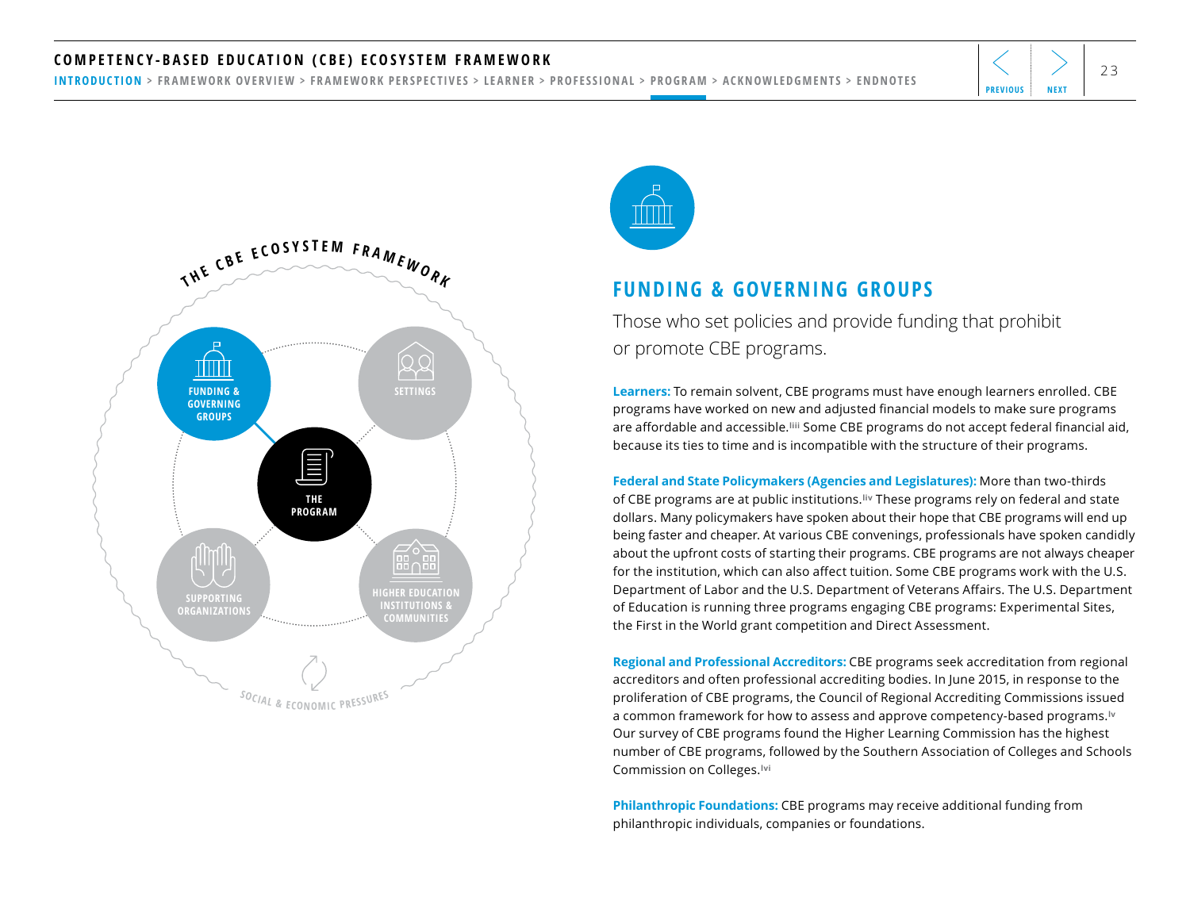## FUNDING & GOVERNING GROUPS

Those who set policies and provide funding that prohibit or promote CBE programs.

**Learners:** To remain solvent, CBE programs must have enough learners enrolled. CBE programs have worked on new and adjusted financial models to make sure programs are affordable and accessible.[liii] Some CBE programs do not accept federal financial aid, because its ties to time and is incompatible with the structure of their programs.

**Federal and State Policymakers (Agencies and Legislatures):** More than two-thirds of CBE programs are at public institutions.[liv] These programs rely on federal and state dollars. Many policymakers have spoken about their hope that CBE programs will end up being faster and cheaper. At various CBE convenings, professionals have spoken candidly about the upfront costs of starting their programs. CBE programs are not always cheaper for the institution, which can also affect tuition. Some CBE programs work with the U.S. Department of Labor and the U.S. Department of Veterans Affairs. The U.S. Department of Education is running three programs engaging CBE programs: Experimental Sites, the First in the World grant competition and Direct Assessment.

**Regional and Professional Accreditors:** CBE programs seek accreditation from regional accreditors and often professional accrediting bodies. In June 2015, in response to the proliferation of CBE programs, the Council of Regional Accrediting Commissions issued a common framework for how to assess and approve competency-based programs.[lv] Our survey of CBE programs found the Higher Learning Commission has the highest number of CBE programs, followed by the Southern Association of Colleges and Schools Commission on Colleges.[lvi]

**Philanthropic Foundations:** CBE programs may receive additional funding from philanthropic individuals, companies or foundations.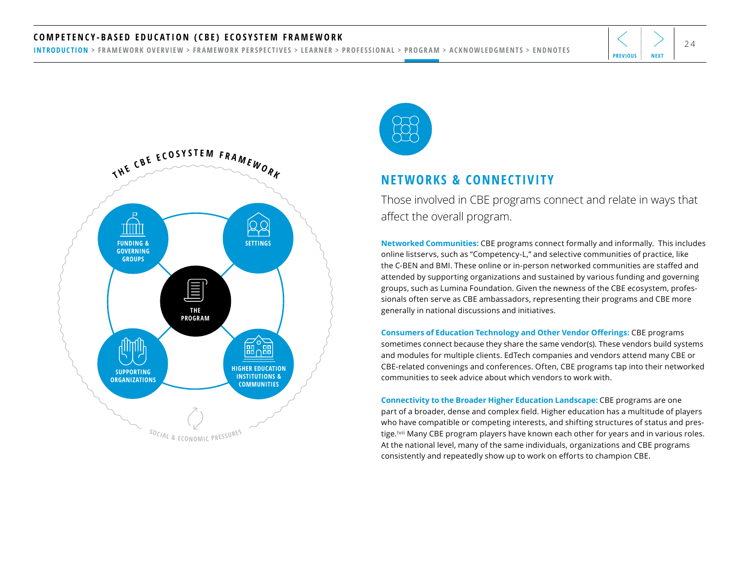## NETWORKS & CONNECTIVITY

Those involved in CBE programs connect and relate in ways that affect the overall program.

**Networked Communities:** CBE programs connect formally and informally. This includes online listservs, such as "Competency-L," and selective communities of practice, like the C-BEN and BMI. These online or in-person networked communities are staffed and attended by supporting organizations and sustained by various funding and governing groups, such as Lumina Foundation. Given the newness of the CBE ecosystem, professionals often serve as CBE ambassadors, representing their programs and CBE more generally in national discussions and initiatives.

**Consumers of Education Technology and Other Vendor Offerings:** CBE programs sometimes connect because they share the same vendor(s). These vendors build systems and modules for multiple clients. EdTech companies and vendors attend many CBE or CBE-related convenings and conferences. Often, CBE programs tap into their networked communities to seek advice about which vendors to work with.

**Connectivity to the Broader Higher Education Landscape:** CBE programs are one part of a broader, dense and complex field. Higher education has a multitude of players who have compatible or competing interests, and shifting structures of status and prestige.[lvii] Many CBE program players have known each other for years and in various roles. At the national level, many of the same individuals, organizations and CBE programs consistently and repeatedly show up to work on efforts to champion CBE.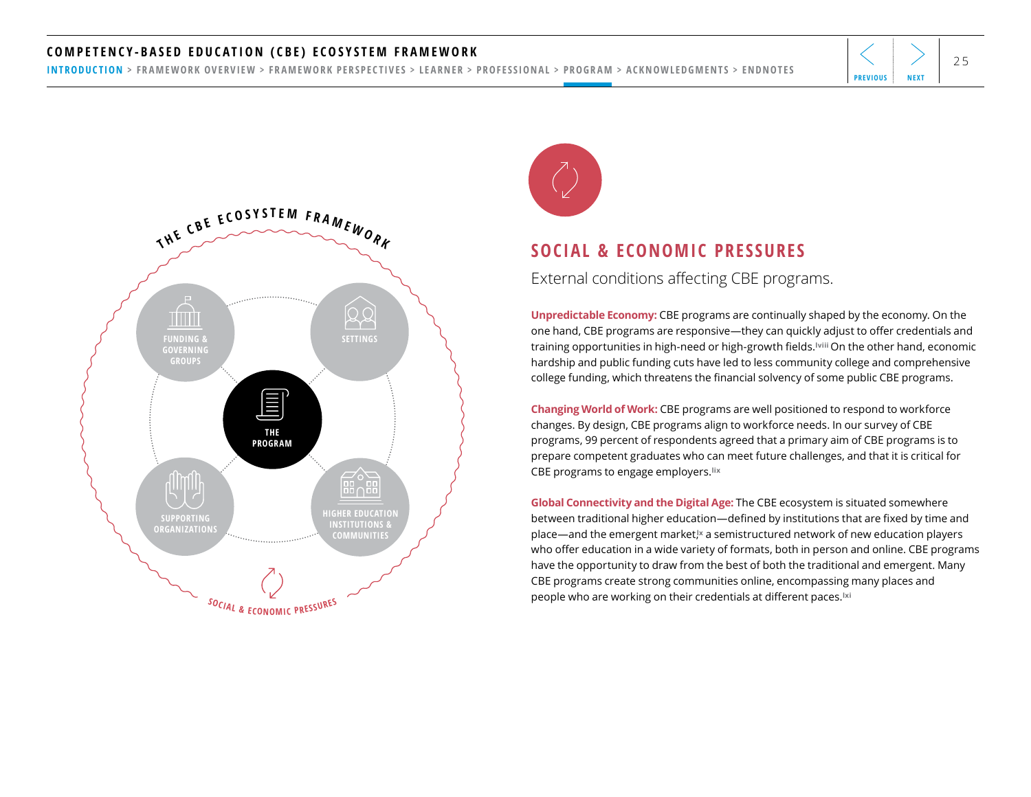## SOCIAL & ECONOMIC PRESSURES

External conditions affecting CBE programs.

**Unpredictable Economy:** CBE programs are continually shaped by the economy. On the one hand, CBE programs are responsive—they can quickly adjust to offer credentials and training opportunities in high-need or high-growth fields.[lviii] On the other hand, economic hardship and public funding cuts have led to less community college and comprehensive college funding, which threatens the financial solvency of some public CBE programs.

**Changing World of Work:** CBE programs are well positioned to respond to workforce changes. By design, CBE programs align to workforce needs. In our survey of CBE programs, 99 percent of respondents agreed that a primary aim of CBE programs is to prepare competent graduates who can meet future challenges, and that it is critical for CBE programs to engage employers.[lix]

**Global Connectivity and the Digital Age:** The CBE ecosystem is situated somewhere between traditional higher education—defined by institutions that are fixed by time and place—and the emergent market,[lx] a semistructured network of new education players who offer education in a wide variety of formats, both in person and online. CBE programs have the opportunity to draw from the best of both the traditional and emergent. Many CBE programs create strong communities online, encompassing many places and people who are working on their credentials at different paces.[lxi]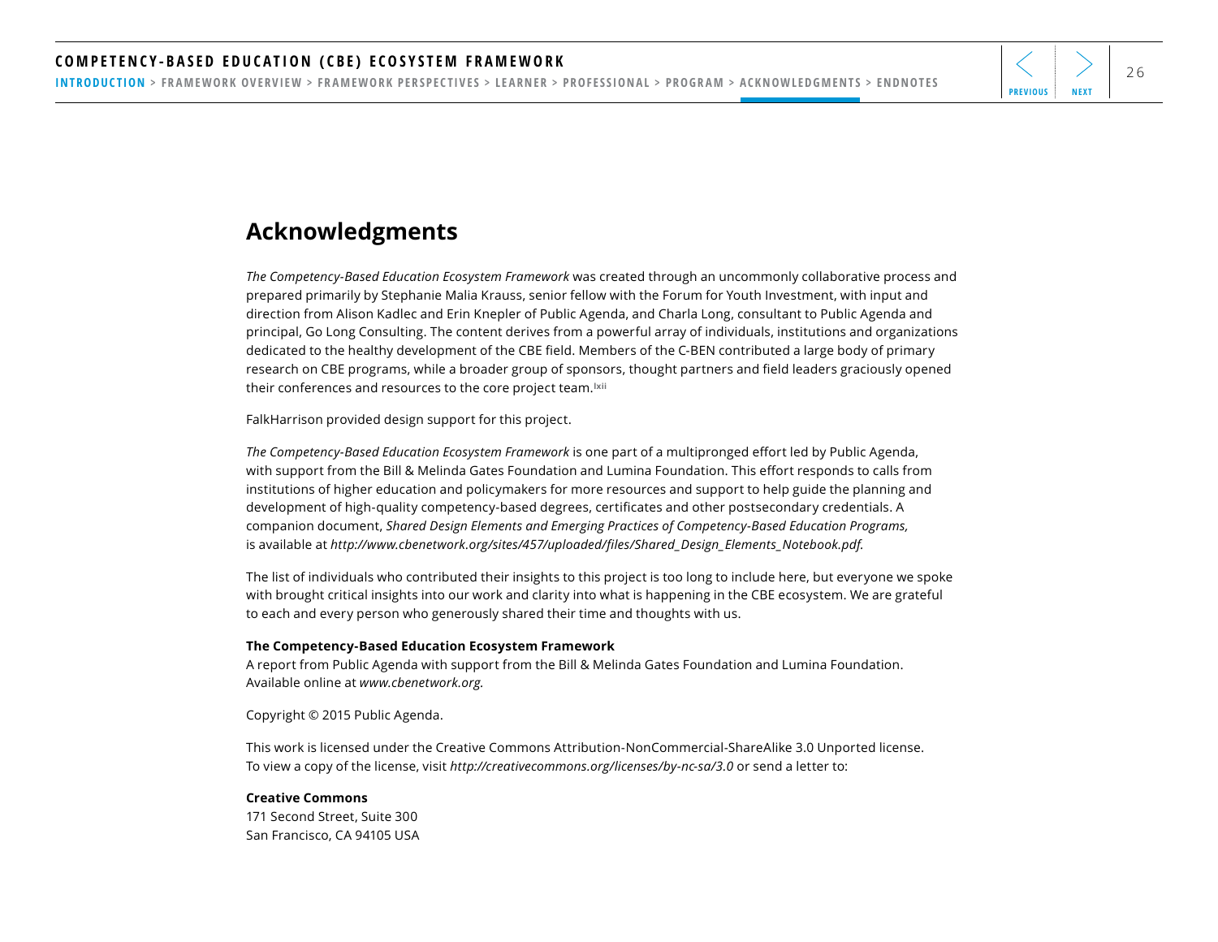# Acknowledgments

*The Competency-Based Education Ecosystem Framework* was created through an uncommonly collaborative process and prepared primarily by Stephanie Malia Krauss, senior fellow with the Forum for Youth Investment, with input and direction from Alison Kadlec and Erin Knepler of Public Agenda, and Charla Long, consultant to Public Agenda and principal, Go Long Consulting. The content derives from a powerful array of individuals, institutions and organizations dedicated to the healthy development of the CBE field. Members of the C-BEN contributed a large body of primary research on CBE programs, while a broader group of sponsors, thought partners and field leaders graciously opened their conferences and resources to the core project team.[lxii]

FalkHarrison provided design support for this project.

*The Competency-Based Education Ecosystem Framework* is one part of a multipronged effort led by Public Agenda, with support from the Bill & Melinda Gates Foundation and Lumina Foundation. This effort responds to calls from institutions of higher education and policymakers for more resources and support to help guide the planning and development of high-quality competency-based degrees, certificates and other postsecondary credentials. A companion document, *Shared Design Elements and Emerging Practices of Competency-Based Education Programs,* is available at *http://www.cbenetwork.org/sites/457/uploaded/files/Shared_Design_Elements_Notebook.pdf.*

The list of individuals who contributed their insights to this project is too long to include here, but everyone we spoke with brought critical insights into our work and clarity into what is happening in the CBE ecosystem. We are grateful to each and every person who generously shared their time and thoughts with us.

**The Competency-Based Education Ecosystem Framework**
A report from Public Agenda with support from the Bill & Melinda Gates Foundation and Lumina Foundation.
Available online at *www.cbenetwork.org.*

Copyright © 2015 Public Agenda.

This work is licensed under the Creative Commons Attribution-NonCommercial-ShareAlike 3.0 Unported license.
To view a copy of the license, visit *http://creativecommons.org/licenses/by-nc-sa/3.0* or send a letter to:

**Creative Commons**
171 Second Street, Suite 300
San Francisco, CA 94105 USA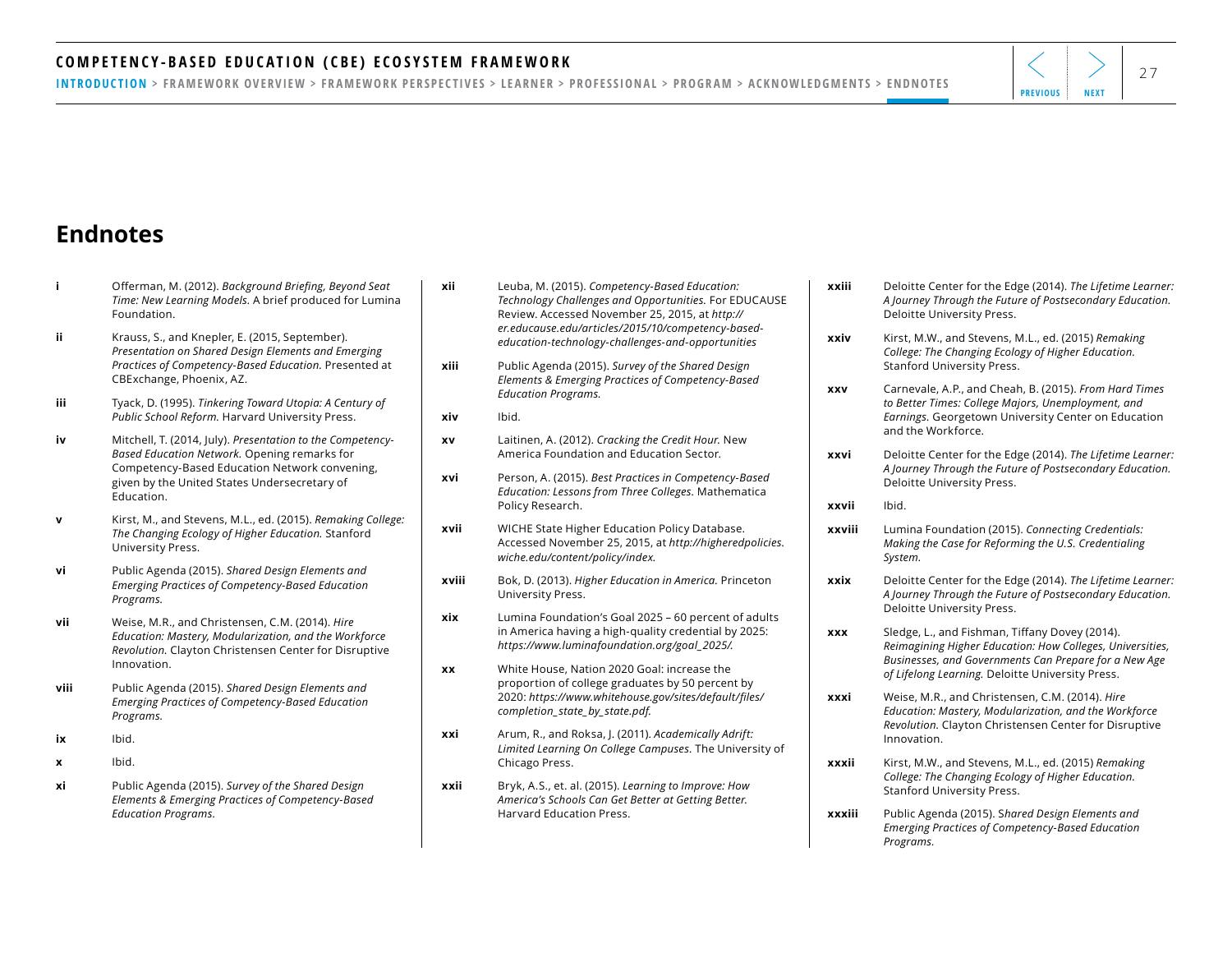## Endnotes

**i** Offerman, M. (2012). *Background Briefing, Beyond Seat Time: New Learning Models.* A brief produced for Lumina Foundation.

**ii** Krauss, S., and Knepler, E. (2015, September). *Presentation on Shared Design Elements and Emerging Practices of Competency-Based Education.* Presented at CBExchange, Phoenix, AZ.

**iii** Tyack, D. (1995). *Tinkering Toward Utopia: A Century of Public School Reform.* Harvard University Press.

**iv** Mitchell, T. (2014, July). *Presentation to the Competency-Based Education Network.* Opening remarks for Competency-Based Education Network convening, given by the United States Undersecretary of Education.

**v** Kirst, M., and Stevens, M.L., ed. (2015). *Remaking College: The Changing Ecology of Higher Education.* Stanford University Press.

**vi** Public Agenda (2015). *Shared Design Elements and Emerging Practices of Competency-Based Education Programs.*

**vii** Weise, M.R., and Christensen, C.M. (2014). *Hire Education: Mastery, Modularization, and the Workforce Revolution.* Clayton Christensen Center for Disruptive Innovation.

**viii** Public Agenda (2015). *Shared Design Elements and Emerging Practices of Competency-Based Education Programs.*

**ix** Ibid.

**x** Ibid.

**xi** Public Agenda (2015). *Survey of the Shared Design Elements & Emerging Practices of Competency-Based Education Programs.*

**xii** Leuba, M. (2015). *Competency-Based Education: Technology Challenges and Opportunities.* For EDUCAUSE Review. Accessed November 25, 2015, at *http://er.educause.edu/articles/2015/10/competency-based-education-technology-challenges-and-opportunities*

**xiii** Public Agenda (2015). *Survey of the Shared Design Elements & Emerging Practices of Competency-Based Education Programs.*

**xiv** Ibid.

**xv** Laitinen, A. (2012). *Cracking the Credit Hour.* New America Foundation and Education Sector.

**xvi** Person, A. (2015). *Best Practices in Competency-Based Education: Lessons from Three Colleges.* Mathematica Policy Research.

**xvii** WICHE State Higher Education Policy Database. Accessed November 25, 2015, at *http://higheredpolicies.wiche.edu/content/policy/index.*

**xviii** Bok, D. (2013). *Higher Education in America.* Princeton University Press.

**xix** Lumina Foundation's Goal 2025 – 60 percent of adults in America having a high-quality credential by 2025: *https://www.luminafoundation.org/goal_2025/.*

**xx** White House, Nation 2020 Goal: increase the proportion of college graduates by 50 percent by 2020: *https://www.whitehouse.gov/sites/default/files/completion_state_by_state.pdf.*

**xxi** Arum, R., and Roksa, J. (2011). *Academically Adrift: Limited Learning On College Campuses.* The University of Chicago Press.

**xxii** Bryk, A.S., et. al. (2015). *Learning to Improve: How America's Schools Can Get Better at Getting Better.* Harvard Education Press.

**xxiii** Deloitte Center for the Edge (2014). *The Lifetime Learner: A Journey Through the Future of Postsecondary Education.* Deloitte University Press.

**xxiv** Kirst, M.W., and Stevens, M.L., ed. (2015) *Remaking College: The Changing Ecology of Higher Education.* Stanford University Press.

**xxv** Carnevale, A.P., and Cheah, B. (2015). *From Hard Times to Better Times: College Majors, Unemployment, and Earnings.* Georgetown University Center on Education and the Workforce.

**xxvi** Deloitte Center for the Edge (2014). *The Lifetime Learner: A Journey Through the Future of Postsecondary Education.* Deloitte University Press.

**xxvii** Ibid.

**xxviii** Lumina Foundation (2015). *Connecting Credentials: Making the Case for Reforming the U.S. Credentialing System.*

**xxix** Deloitte Center for the Edge (2014). *The Lifetime Learner: A Journey Through the Future of Postsecondary Education.* Deloitte University Press.

**xxx** Sledge, L., and Fishman, Tiffany Dovey (2014). *Reimagining Higher Education: How Colleges, Universities, Businesses, and Governments Can Prepare for a New Age of Lifelong Learning.* Deloitte University Press.

**xxxi** Weise, M.R., and Christensen, C.M. (2014). *Hire Education: Mastery, Modularization, and the Workforce Revolution.* Clayton Christensen Center for Disruptive Innovation.

**xxxii** Kirst, M.W., and Stevens, M.L., ed. (2015) *Remaking College: The Changing Ecology of Higher Education.* Stanford University Press.

**xxxiii** Public Agenda (2015). S*hared Design Elements and Emerging Practices of Competency-Based Education Programs.*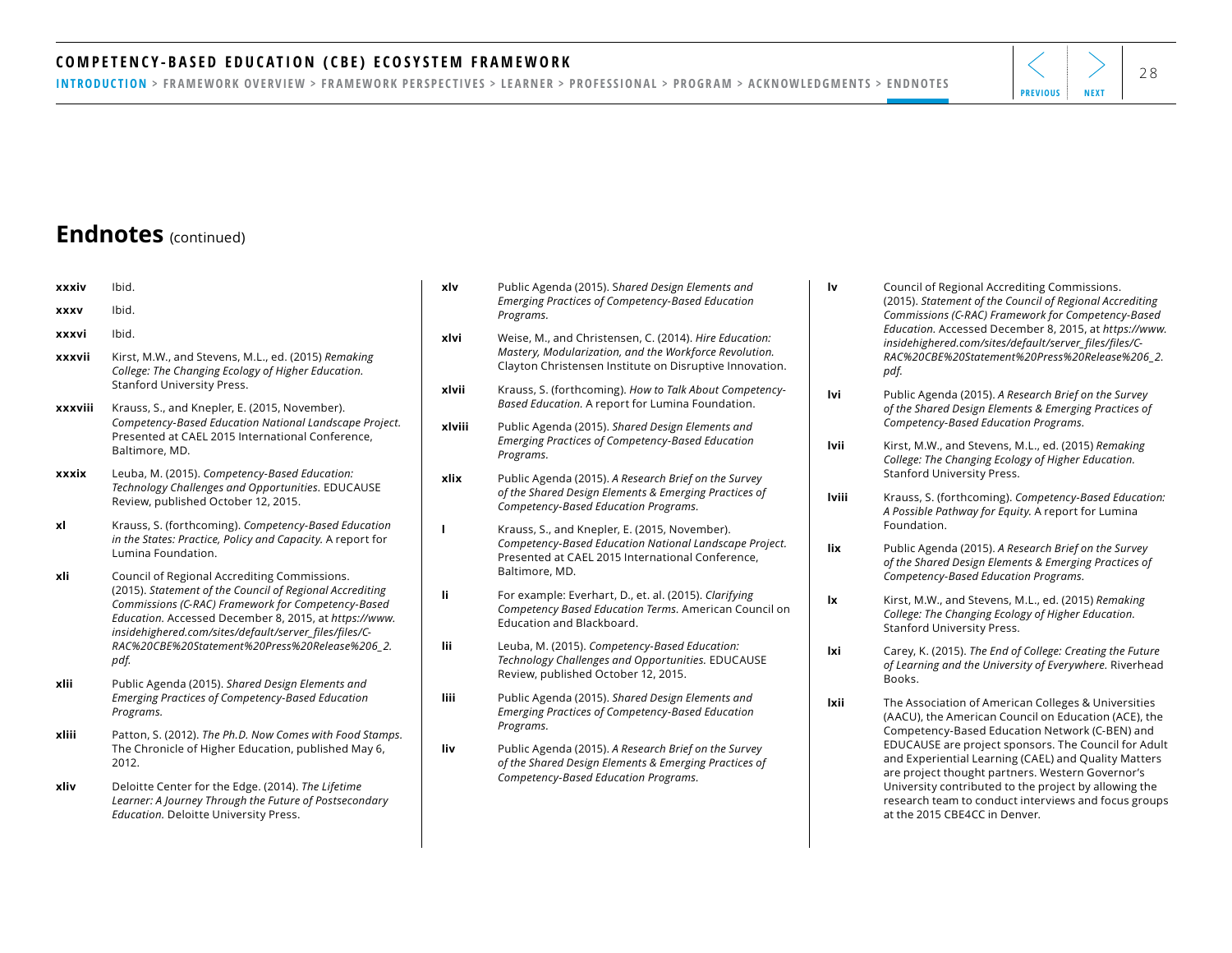## Endnotes (continued)

**xxxiv** Ibid.

**xxxv** Ibid.

**xxxvi** Ibid.

**xxxvii** Kirst, M.W., and Stevens, M.L., ed. (2015) *Remaking College: The Changing Ecology of Higher Education.* Stanford University Press.

**xxxviii** Krauss, S., and Knepler, E. (2015, November). *Competency-Based Education National Landscape Project.* Presented at CAEL 2015 International Conference, Baltimore, MD.

**xxxix** Leuba, M. (2015). *Competency-Based Education: Technology Challenges and Opportunities.* EDUCAUSE Review, published October 12, 2015.

**xl** Krauss, S. (forthcoming). *Competency-Based Education in the States: Practice, Policy and Capacity.* A report for Lumina Foundation.

**xli** Council of Regional Accrediting Commissions. (2015). *Statement of the Council of Regional Accrediting Commissions (C-RAC) Framework for Competency-Based Education.* Accessed December 8, 2015, at *https://www.insidehighered.com/sites/default/server_files/files/C-RAC%20CBE%20Statement%20Press%20Release%206_2.pdf.*

**xlii** Public Agenda (2015). *Shared Design Elements and Emerging Practices of Competency-Based Education Programs.*

**xliii** Patton, S. (2012). *The Ph.D. Now Comes with Food Stamps.* The Chronicle of Higher Education, published May 6, 2012.

**xliv** Deloitte Center for the Edge. (2014). *The Lifetime Learner: A Journey Through the Future of Postsecondary Education.* Deloitte University Press.

**xlv** Public Agenda (2015). S*hared Design Elements and Emerging Practices of Competency-Based Education Programs.*

**xlvi** Weise, M., and Christensen, C. (2014). *Hire Education: Mastery, Modularization, and the Workforce Revolution.* Clayton Christensen Institute on Disruptive Innovation.

**xlvii** Krauss, S. (forthcoming). *How to Talk About Competency-Based Education.* A report for Lumina Foundation.

**xlviii** Public Agenda (2015). *Shared Design Elements and Emerging Practices of Competency-Based Education Programs.*

**xlix** Public Agenda (2015). *A Research Brief on the Survey of the Shared Design Elements & Emerging Practices of Competency-Based Education Programs.*

**l** Krauss, S., and Knepler, E. (2015, November). *Competency-Based Education National Landscape Project.* Presented at CAEL 2015 International Conference, Baltimore, MD.

**li** For example: Everhart, D., et. al. (2015). *Clarifying Competency Based Education Terms.* American Council on Education and Blackboard.

**lii** Leuba, M. (2015). *Competency-Based Education: Technology Challenges and Opportunities.* EDUCAUSE Review, published October 12, 2015.

**liii** Public Agenda (2015). *Shared Design Elements and Emerging Practices of Competency-Based Education Programs.*

**liv** Public Agenda (2015). *A Research Brief on the Survey of the Shared Design Elements & Emerging Practices of Competency-Based Education Programs.*

**lv** Council of Regional Accrediting Commissions. (2015). *Statement of the Council of Regional Accrediting Commissions (C-RAC) Framework for Competency-Based Education.* Accessed December 8, 2015, at *https://www.insidehighered.com/sites/default/server_files/files/C-RAC%20CBE%20Statement%20Press%20Release%206_2.pdf.*

**lvi** Public Agenda (2015). *A Research Brief on the Survey of the Shared Design Elements & Emerging Practices of Competency-Based Education Programs.*

**lvii** Kirst, M.W., and Stevens, M.L., ed. (2015) *Remaking College: The Changing Ecology of Higher Education.* Stanford University Press.

**lviii** Krauss, S. (forthcoming). *Competency-Based Education: A Possible Pathway for Equity.* A report for Lumina Foundation.

**lix** Public Agenda (2015). *A Research Brief on the Survey of the Shared Design Elements & Emerging Practices of Competency-Based Education Programs.*

**lx** Kirst, M.W., and Stevens, M.L., ed. (2015) *Remaking College: The Changing Ecology of Higher Education.* Stanford University Press.

**lxi** Carey, K. (2015). *The End of College: Creating the Future of Learning and the University of Everywhere.* Riverhead Books.

**lxii** The Association of American Colleges & Universities (AACU), the American Council on Education (ACE), the Competency-Based Education Network (C-BEN) and EDUCAUSE are project sponsors. The Council for Adult and Experiential Learning (CAEL) and Quality Matters are project thought partners. Western Governor's University contributed to the project by allowing the research team to conduct interviews and focus groups at the 2015 CBE4CC in Denver.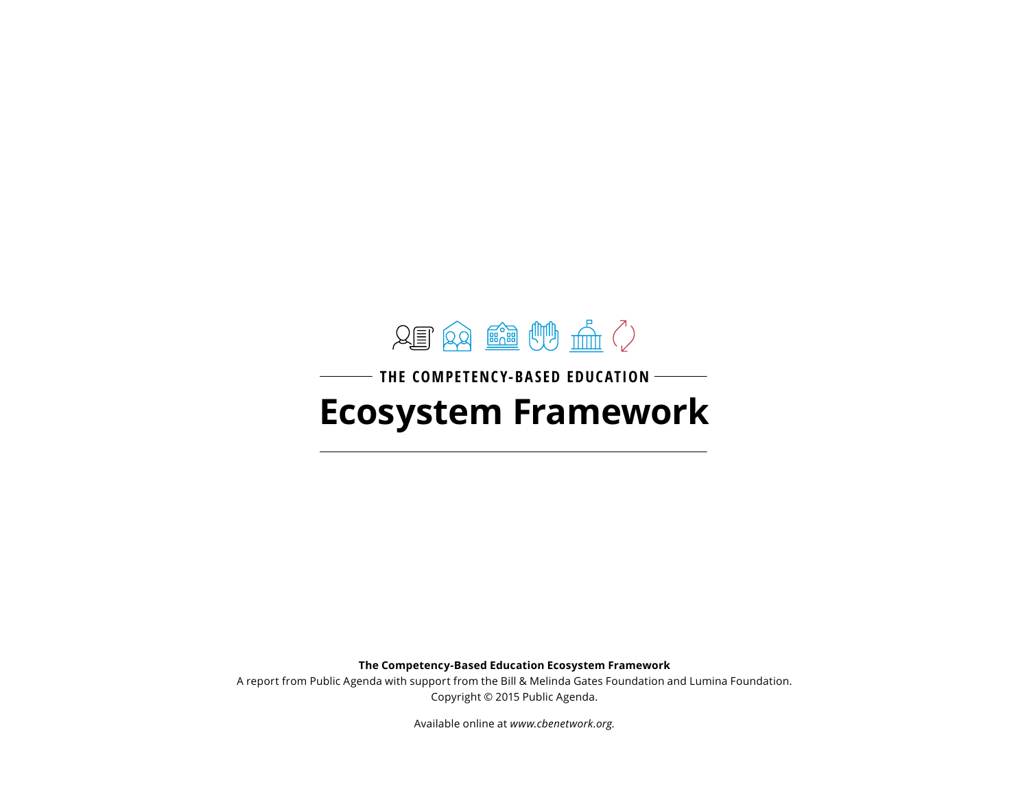THE COMPETENCY-BASED EDUCATION

# Ecosystem Framework

**The Competency-Based Education Ecosystem Framework**
A report from Public Agenda with support from the Bill & Melinda Gates Foundation and Lumina Foundation.
Copyright © 2015 Public Agenda.

Available online at *www.cbenetwork.org.*